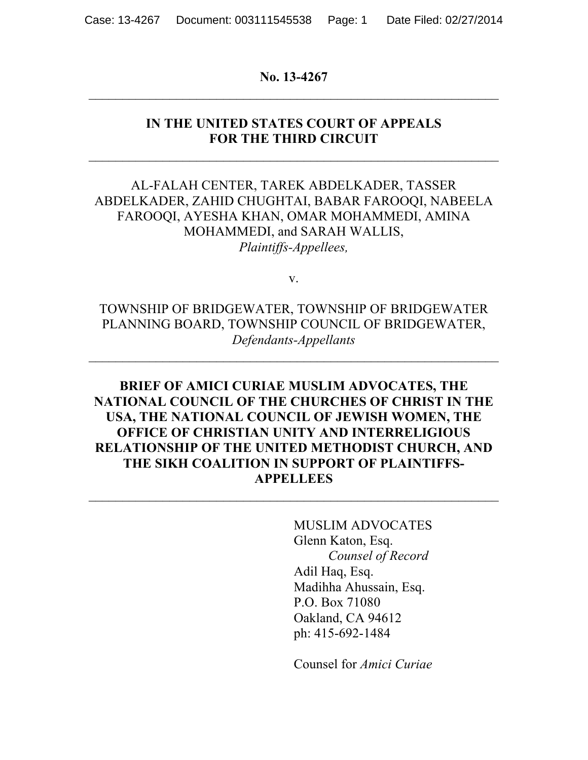No. 13-4267

---

**IN THE UNITED STATES COURT OF APPEALS
FOR THE THIRD CIRCUIT**

---

AL-FALAH CENTER, TAREK ABDELKADER, TASSER ABDELKADER, ZAHID CHUGHTAI, BABAR FAROOQI, NABEELA FAROOQI, AYESHA KHAN, OMAR MOHAMMEDI, AMINA MOHAMMEDI, and SARAH WALLIS,
*Plaintiffs-Appellees,*

v.

TOWNSHIP OF BRIDGEWATER, TOWNSHIP OF BRIDGEWATER PLANNING BOARD, TOWNSHIP COUNCIL OF BRIDGEWATER,
*Defendants-Appellants*

---

**BRIEF OF AMICI CURIAE MUSLIM ADVOCATES, THE NATIONAL COUNCIL OF THE CHURCHES OF CHRIST IN THE USA, THE NATIONAL COUNCIL OF JEWISH WOMEN, THE OFFICE OF CHRISTIAN UNITY AND INTERRELIGIOUS RELATIONSHIP OF THE UNITED METHODIST CHURCH, AND THE SIKH COALITION IN SUPPORT OF PLAINTIFFS-APPELLEES**

---

MUSLIM ADVOCATES
Glenn Katon, Esq.
*Counsel of Record*
Adil Haq, Esq.
Madihha Ahussain, Esq.
P.O. Box 71080
Oakland, CA 94612
ph: 415-692-1484

Counsel for *Amici Curiae*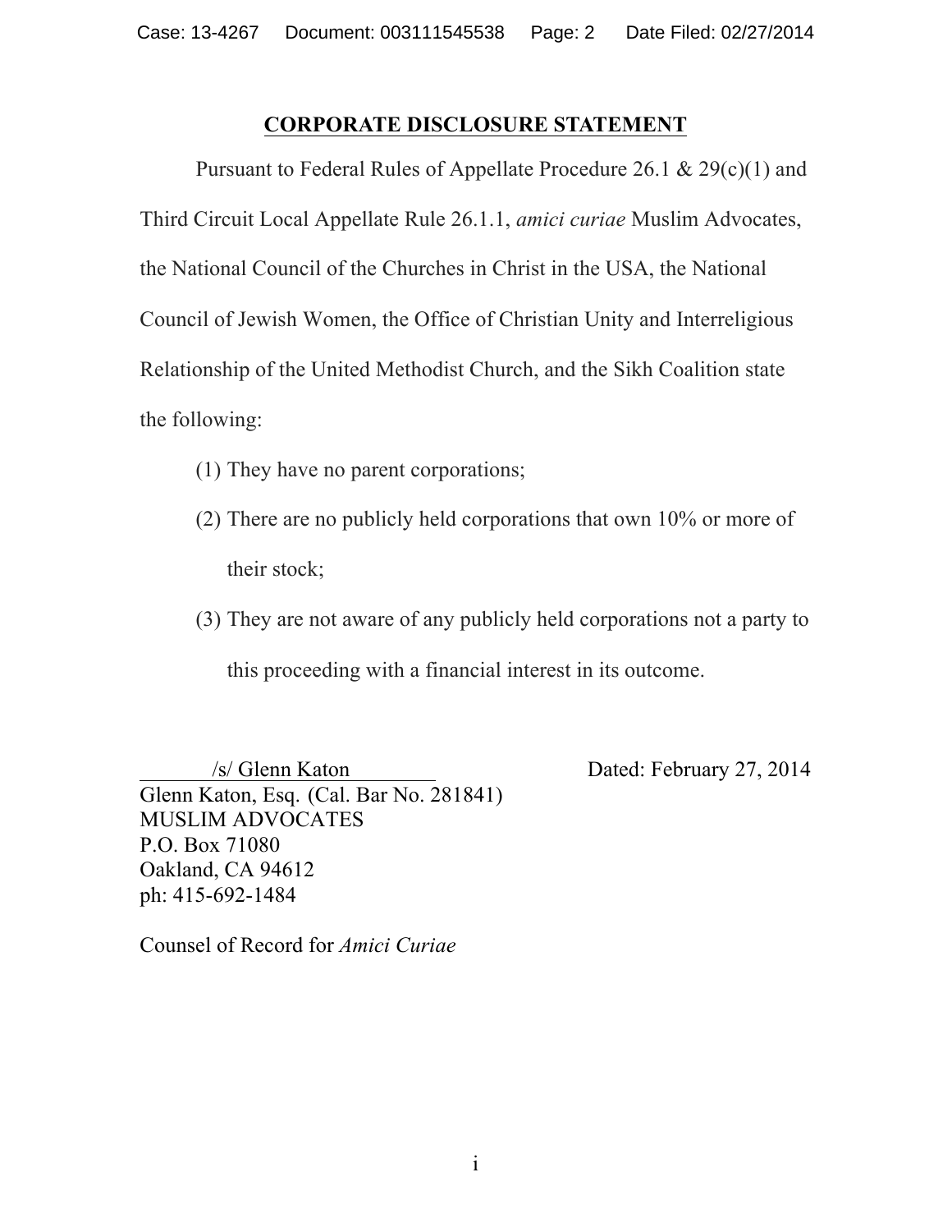## CORPORATE DISCLOSURE STATEMENT

Pursuant to Federal Rules of Appellate Procedure 26.1 & 29(c)(1) and Third Circuit Local Appellate Rule 26.1.1, *amici curiae* Muslim Advocates, the National Council of the Churches in Christ in the USA, the National Council of Jewish Women, the Office of Christian Unity and Interreligious Relationship of the United Methodist Church, and the Sikh Coalition state the following:

(1) They have no parent corporations;

(2) There are no publicly held corporations that own 10% or more of their stock;

(3) They are not aware of any publicly held corporations not a party to this proceeding with a financial interest in its outcome.

/s/ Glenn Katon

Dated: February 27, 2014

Glenn Katon, Esq. (Cal. Bar No. 281841)
MUSLIM ADVOCATES
P.O. Box 71080
Oakland, CA 94612
ph: 415-692-1484

Counsel of Record for *Amici Curiae*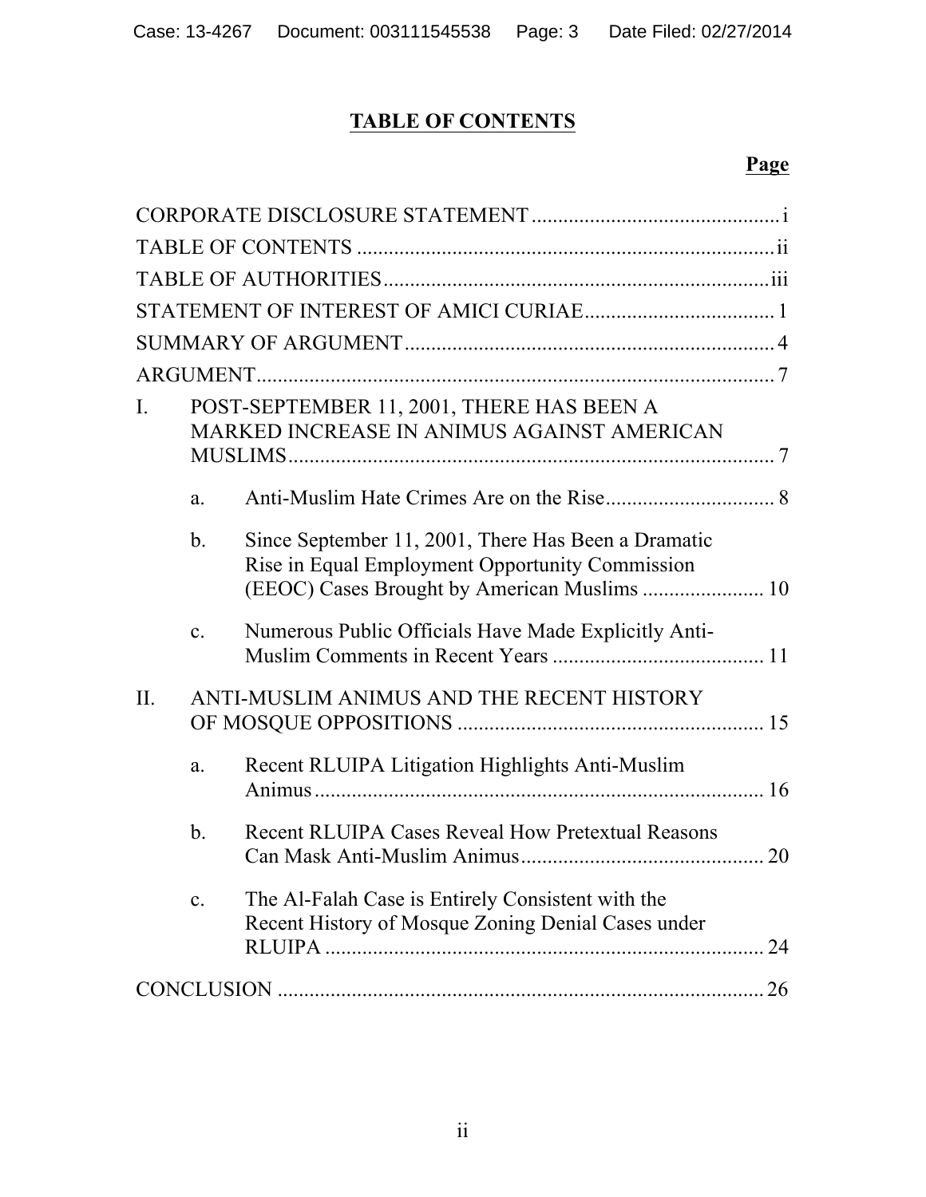# TABLE OF CONTENTS

**Page**

CORPORATE DISCLOSURE STATEMENT ............................................... i

TABLE OF CONTENTS ............................................................................. ii

TABLE OF AUTHORITIES ........................................................................ iii

STATEMENT OF INTEREST OF AMICI CURIAE .................................... 1

SUMMARY OF ARGUMENT ..................................................................... 4

ARGUMENT ................................................................................................ 7

I. POST-SEPTEMBER 11, 2001, THERE HAS BEEN A MARKED INCREASE IN ANIMUS AGAINST AMERICAN MUSLIMS ............................................................................................ 7

  a. Anti-Muslim Hate Crimes Are on the Rise ................................ 8

  b. Since September 11, 2001, There Has Been a Dramatic Rise in Equal Employment Opportunity Commission (EEOC) Cases Brought by American Muslims ....................... 10

  c. Numerous Public Officials Have Made Explicitly Anti-Muslim Comments in Recent Years ........................................ 11

II. ANTI-MUSLIM ANIMUS AND THE RECENT HISTORY OF MOSQUE OPPOSITIONS ......................................................... 15

  a. Recent RLUIPA Litigation Highlights Anti-Muslim Animus ..................................................................................... 16

  b. Recent RLUIPA Cases Reveal How Pretextual Reasons Can Mask Anti-Muslim Animus .............................................. 20

  c. The Al-Falah Case is Entirely Consistent with the Recent History of Mosque Zoning Denial Cases under RLUIPA .................................................................................. 24

CONCLUSION ............................................................................................ 26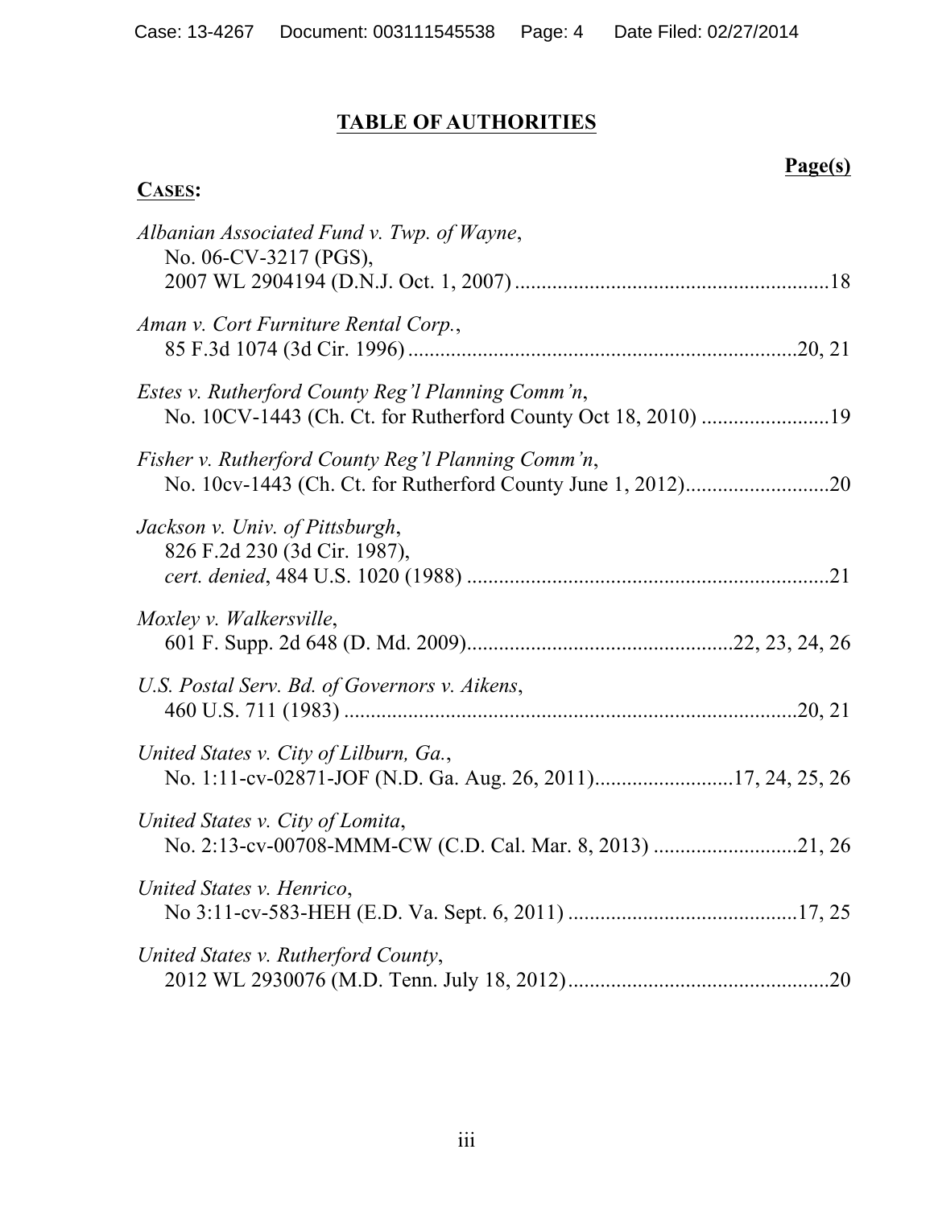# TABLE OF AUTHORITIES

**Page(s)**

**CASES:**

*Albanian Associated Fund v. Twp. of Wayne*,
No. 06-CV-3217 (PGS),
2007 WL 2904194 (D.N.J. Oct. 1, 2007) ..........................................................18

*Aman v. Cort Furniture Rental Corp.*,
85 F.3d 1074 (3d Cir. 1996) .......................................................................20, 21

*Estes v. Rutherford County Reg'l Planning Comm'n*,
No. 10CV-1443 (Ch. Ct. for Rutherford County Oct 18, 2010) .......................19

*Fisher v. Rutherford County Reg'l Planning Comm'n*,
No. 10cv-1443 (Ch. Ct. for Rutherford County June 1, 2012)..........................20

*Jackson v. Univ. of Pittsburgh*,
826 F.2d 230 (3d Cir. 1987),
*cert. denied*, 484 U.S. 1020 (1988) ...................................................................21

*Moxley v. Walkersville*,
601 F. Supp. 2d 648 (D. Md. 2009).................................................22, 23, 24, 26

*U.S. Postal Serv. Bd. of Governors v. Aikens*,
460 U.S. 711 (1983) ....................................................................................20, 21

*United States v. City of Lilburn, Ga.*,
No. 1:11-cv-02871-JOF (N.D. Ga. Aug. 26, 2011).........................17, 24, 25, 26

*United States v. City of Lomita*,
No. 2:13-cv-00708-MMM-CW (C.D. Cal. Mar. 8, 2013) ..........................21, 26

*United States v. Henrico*,
No 3:11-cv-583-HEH (E.D. Va. Sept. 6, 2011) ..........................................17, 25

*United States v. Rutherford County*,
2012 WL 2930076 (M.D. Tenn. July 18, 2012)................................................20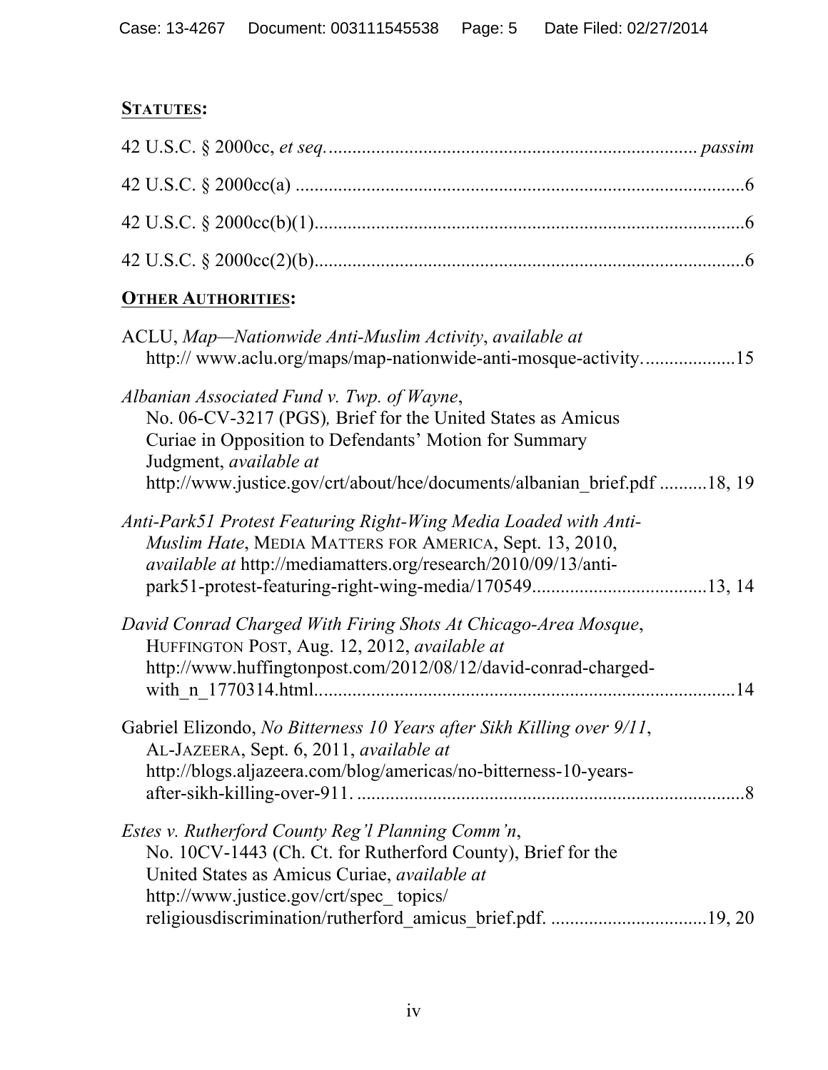**<u>STATUTES</u>:**

42 U.S.C. § 2000cc, *et seq.* ............................................................................ *passim*

42 U.S.C. § 2000cc(a) ..............................................................................................6

42 U.S.C. § 2000cc(b)(1)..........................................................................................6

42 U.S.C. § 2000cc(2)(b)..........................................................................................6

**<u>OTHER AUTHORITIES</u>:**

ACLU, *Map—Nationwide Anti-Muslim Activity*, *available at* http:// www.aclu.org/maps/map-nationwide-anti-mosque-activity. ..................15

*Albanian Associated Fund v. Twp. of Wayne*, No. 06-CV-3217 (PGS)*,* Brief for the United States as Amicus Curiae in Opposition to Defendants' Motion for Summary Judgment, *available at* http://www.justice.gov/crt/about/hce/documents/albanian_brief.pdf ..........18, 19

*Anti-Park51 Protest Featuring Right-Wing Media Loaded with Anti-Muslim Hate*, MEDIA MATTERS FOR AMERICA, Sept. 13, 2010, *available at* http://mediamatters.org/research/2010/09/13/anti-park51-protest-featuring-right-wing-media/170549....................................13, 14

*David Conrad Charged With Firing Shots At Chicago-Area Mosque*, HUFFINGTON POST, Aug. 12, 2012, *available at* http://www.huffingtonpost.com/2012/08/12/david-conrad-charged-with_n_1770314.html.......................................................................................14

Gabriel Elizondo, *No Bitterness 10 Years after Sikh Killing over 9/11*, AL-JAZEERA, Sept. 6, 2011, *available at* http://blogs.aljazeera.com/blog/americas/no-bitterness-10-years-after-sikh-killing-over-911. ................................................................................8

*Estes v. Rutherford County Reg'l Planning Comm'n*, No. 10CV-1443 (Ch. Ct. for Rutherford County), Brief for the United States as Amicus Curiae, *available at* http://www.justice.gov/crt/spec_ topics/ religiousdiscrimination/rutherford_amicus_brief.pdf. ................................19, 20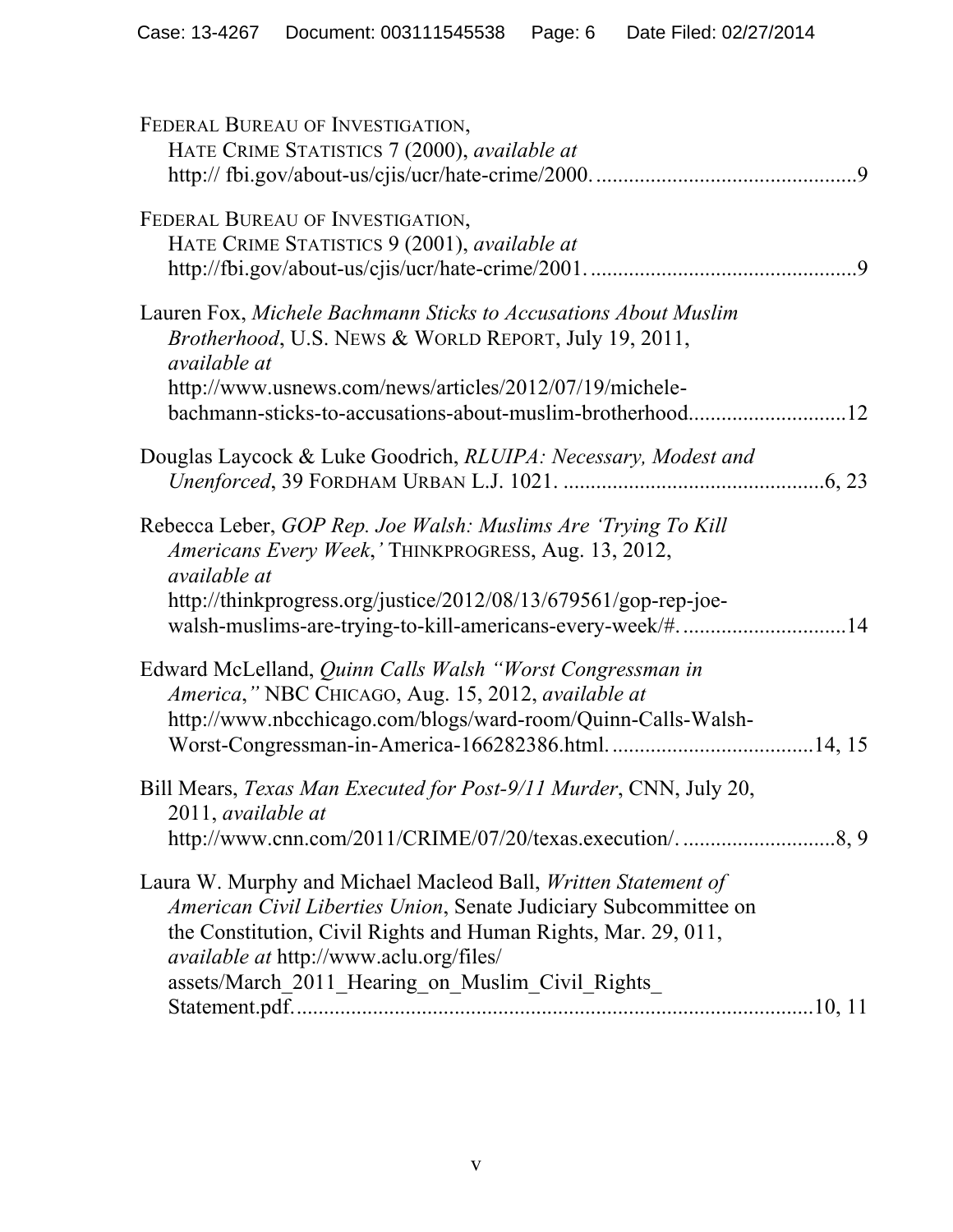FEDERAL BUREAU OF INVESTIGATION, HATE CRIME STATISTICS 7 (2000), *available at* http:// fbi.gov/about-us/cjis/ucr/hate-crime/2000. ............................................... 9

FEDERAL BUREAU OF INVESTIGATION, HATE CRIME STATISTICS 9 (2001), *available at* http://fbi.gov/about-us/cjis/ucr/hate-crime/2001. ............................................... 9

Lauren Fox, *Michele Bachmann Sticks to Accusations About Muslim Brotherhood*, U.S. NEWS & WORLD REPORT, July 19, 2011, *available at* http://www.usnews.com/news/articles/2012/07/19/michele-bachmann-sticks-to-accusations-about-muslim-brotherhood............................ 12

Douglas Laycock & Luke Goodrich, *RLUIPA: Necessary, Modest and Unenforced*, 39 FORDHAM URBAN L.J. 1021. ............................................... 6, 23

Rebecca Leber, *GOP Rep. Joe Walsh: Muslims Are 'Trying To Kill Americans Every Week,'* THINKPROGRESS, Aug. 13, 2012, *available at* http://thinkprogress.org/justice/2012/08/13/679561/gop-rep-joe-walsh-muslims-are-trying-to-kill-americans-every-week/#. ............................. 14

Edward McLelland, *Quinn Calls Walsh "Worst Congressman in America,"* NBC CHICAGO, Aug. 15, 2012, *available at* http://www.nbcchicago.com/blogs/ward-room/Quinn-Calls-Walsh-Worst-Congressman-in-America-166282386.html. .................................... 14, 15

Bill Mears, *Texas Man Executed for Post-9/11 Murder*, CNN, July 20, 2011, *available at* http://www.cnn.com/2011/CRIME/07/20/texas.execution/. ........................... 8, 9

Laura W. Murphy and Michael Macleod Ball, *Written Statement of American Civil Liberties Union*, Senate Judiciary Subcommittee on the Constitution, Civil Rights and Human Rights, Mar. 29, 011, *available at* http://www.aclu.org/files/assets/March_2011_Hearing_on_Muslim_Civil_Rights_Statement.pdf. ............................................................................... 10, 11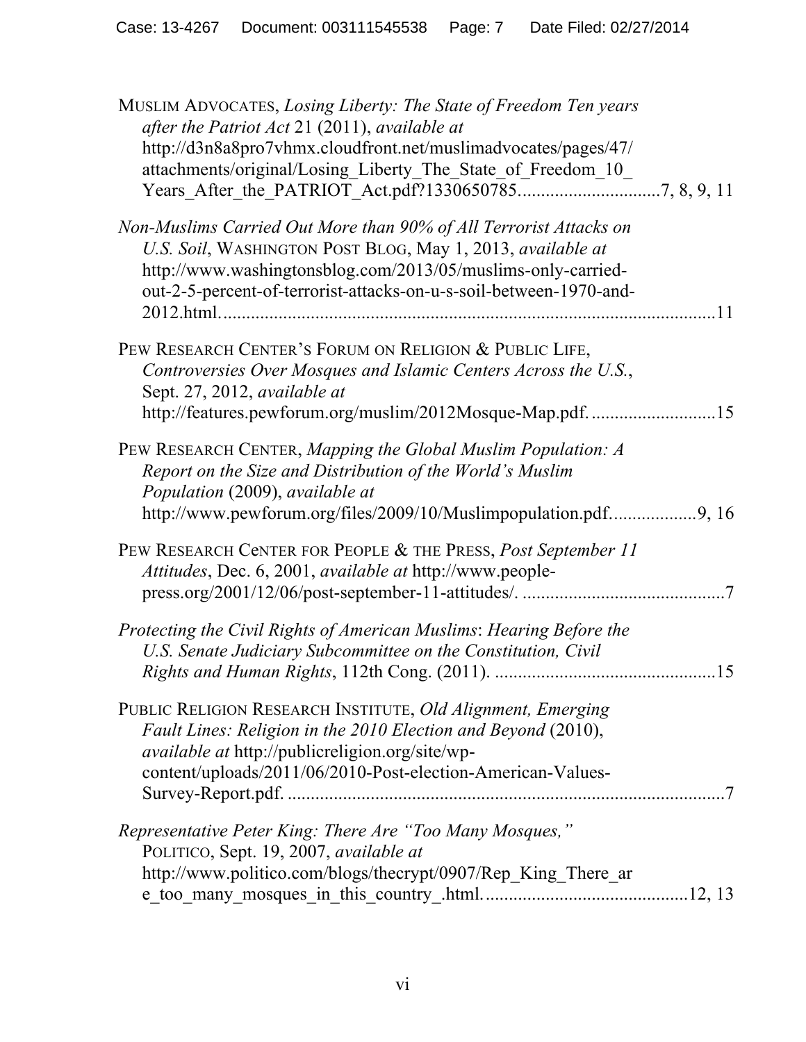MUSLIM ADVOCATES, *Losing Liberty: The State of Freedom Ten years after the Patriot Act* 21 (2011), *available at* http://d3n8a8pro7vhmx.cloudfront.net/muslimadvocates/pages/47/attachments/original/Losing_Liberty_The_State_of_Freedom_10_Years_After_the_PATRIOT_Act.pdf?1330650785..............................7, 8, 9, 11

*Non-Muslims Carried Out More than 90% of All Terrorist Attacks on U.S. Soil*, WASHINGTON POST BLOG, May 1, 2013, *available at* http://www.washingtonsblog.com/2013/05/muslims-only-carried-out-2-5-percent-of-terrorist-attacks-on-u-s-soil-between-1970-and-2012.html..........................................................................................................11

PEW RESEARCH CENTER'S FORUM ON RELIGION & PUBLIC LIFE, *Controversies Over Mosques and Islamic Centers Across the U.S.*, Sept. 27, 2012, *available at* http://features.pewforum.org/muslim/2012Mosque-Map.pdf. ..........................15

PEW RESEARCH CENTER, *Mapping the Global Muslim Population: A Report on the Size and Distribution of the World's Muslim Population* (2009), *available at* http://www.pewforum.org/files/2009/10/Muslimpopulation.pdf..................9, 16

PEW RESEARCH CENTER FOR PEOPLE & THE PRESS, *Post September 11 Attitudes*, Dec. 6, 2001, *available at* http://www.people-press.org/2001/12/06/post-september-11-attitudes/. ............................................7

*Protecting the Civil Rights of American Muslims*: *Hearing Before the U.S. Senate Judiciary Subcommittee on the Constitution, Civil Rights and Human Rights*, 112th Cong. (2011). ................................................15

PUBLIC RELIGION RESEARCH INSTITUTE, *Old Alignment, Emerging Fault Lines: Religion in the 2010 Election and Beyond* (2010), *available at* http://publicreligion.org/site/wp-content/uploads/2011/06/2010-Post-election-American-Values-Survey-Report.pdf. ...............................................................................................7

*Representative Peter King: There Are "Too Many Mosques,"* POLITICO, Sept. 19, 2007, *available at* http://www.politico.com/blogs/thecrypt/0907/Rep_King_There_are_too_many_mosques_in_this_country_.html............................................12, 13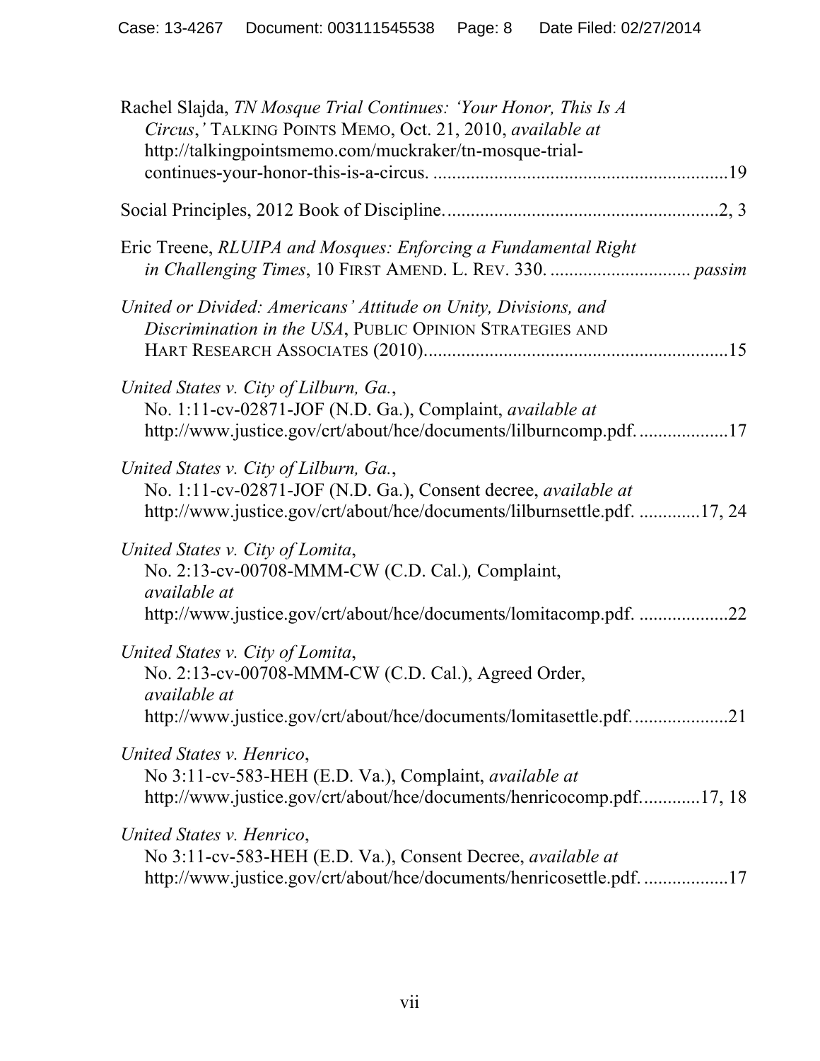Rachel Slajda, *TN Mosque Trial Continues: 'Your Honor, This Is A Circus,'* TALKING POINTS MEMO, Oct. 21, 2010, *available at* http://talkingpointsmemo.com/muckraker/tn-mosque-trial-continues-your-honor-this-is-a-circus. ....................................................................19

Social Principles, 2012 Book of Discipline. ....................................................................2, 3

Eric Treene, *RLUIPA and Mosques: Enforcing a Fundamental Right in Challenging Times*, 10 FIRST AMEND. L. REV. 330. ............................. *passim*

*United or Divided: Americans' Attitude on Unity, Divisions, and Discrimination in the USA*, PUBLIC OPINION STRATEGIES AND HART RESEARCH ASSOCIATES (2010)................................................................15

*United States v. City of Lilburn, Ga.*, No. 1:11-cv-02871-JOF (N.D. Ga.), Complaint, *available at* http://www.justice.gov/crt/about/hce/documents/lilburncomp.pdf. ...................17

*United States v. City of Lilburn, Ga.*, No. 1:11-cv-02871-JOF (N.D. Ga.), Consent decree, *available at* http://www.justice.gov/crt/about/hce/documents/lilburnsettle.pdf. .............17, 24

*United States v. City of Lomita*, No. 2:13-cv-00708-MMM-CW (C.D. Cal.), Complaint, *available at* http://www.justice.gov/crt/about/hce/documents/lomitacomp.pdf. ...................22

*United States v. City of Lomita*, No. 2:13-cv-00708-MMM-CW (C.D. Cal.), Agreed Order, *available at* http://www.justice.gov/crt/about/hce/documents/lomitasettle.pdf. ....................21

*United States v. Henrico*, No 3:11-cv-583-HEH (E.D. Va.), Complaint, *available at* http://www.justice.gov/crt/about/hce/documents/henricocomp.pdf.............17, 18

*United States v. Henrico*, No 3:11-cv-583-HEH (E.D. Va.), Consent Decree, *available at* http://www.justice.gov/crt/about/hce/documents/henricosettle.pdf. ..................17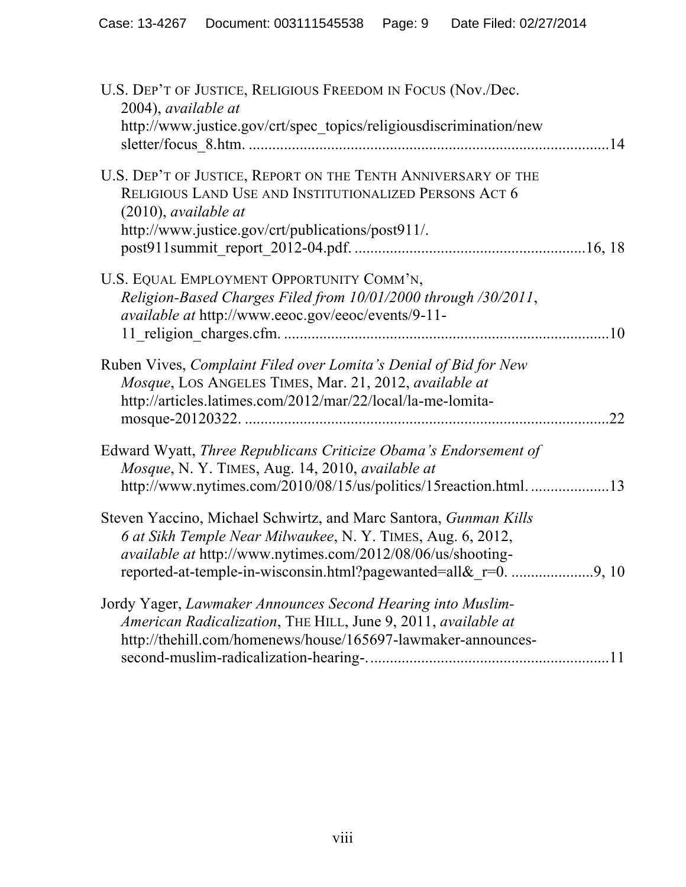U.S. DEP'T OF JUSTICE, RELIGIOUS FREEDOM IN FOCUS (Nov./Dec. 2004), *available at* http://www.justice.gov/crt/spec_topics/religiousdiscrimination/newsletter/focus_8.htm. ........................................................................................14

U.S. DEP'T OF JUSTICE, REPORT ON THE TENTH ANNIVERSARY OF THE RELIGIOUS LAND USE AND INSTITUTIONALIZED PERSONS ACT 6 (2010), *available at* http://www.justice.gov/crt/publications/post911/. post911summit_report_2012-04.pdf. ..........................................................16, 18

U.S. EQUAL EMPLOYMENT OPPORTUNITY COMM'N, *Religion-Based Charges Filed from 10/01/2000 through /30/2011*, *available at* http://www.eeoc.gov/eeoc/events/9-11-11_religion_charges.cfm. ..................................................................................10

Ruben Vives, *Complaint Filed over Lomita's Denial of Bid for New Mosque*, LOS ANGELES TIMES, Mar. 21, 2012, *available at* http://articles.latimes.com/2012/mar/22/local/la-me-lomita-mosque-20120322. ............................................................................................22

Edward Wyatt, *Three Republicans Criticize Obama's Endorsement of Mosque*, N. Y. TIMES, Aug. 14, 2010, *available at* http://www.nytimes.com/2010/08/15/us/politics/15reaction.html. ....................13

Steven Yaccino, Michael Schwirtz, and Marc Santora, *Gunman Kills 6 at Sikh Temple Near Milwaukee*, N. Y. TIMES, Aug. 6, 2012, *available at* http://www.nytimes.com/2012/08/06/us/shooting-reported-at-temple-in-wisconsin.html?pagewanted=all&_r=0. .....................9, 10

Jordy Yager, *Lawmaker Announces Second Hearing into Muslim-American Radicalization*, THE HILL, June 9, 2011, *available at* http://thehill.com/homenews/house/165697-lawmaker-announces-second-muslim-radicalization-hearing-. ............................................................11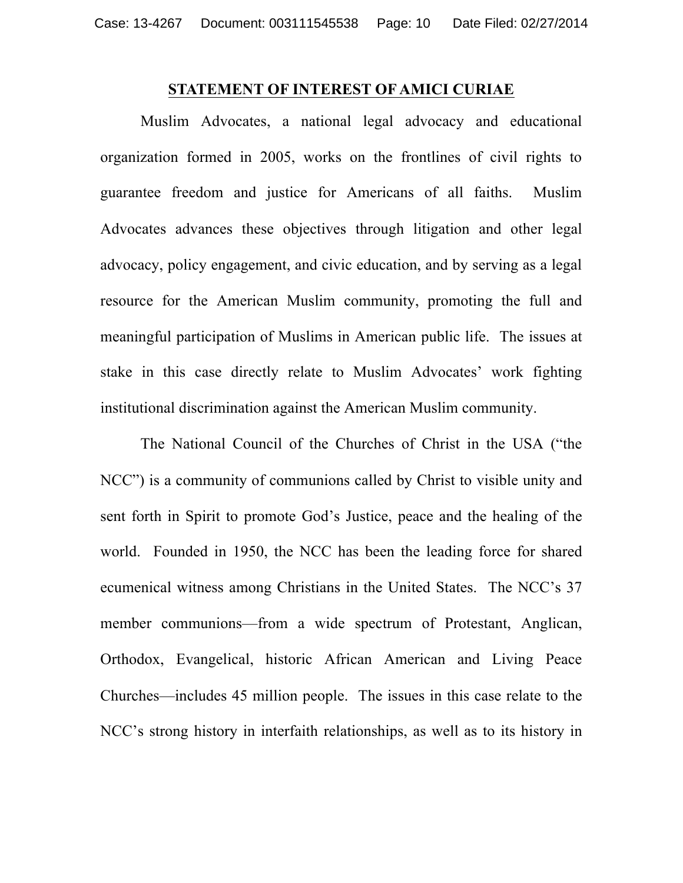## STATEMENT OF INTEREST OF AMICI CURIAE

Muslim Advocates, a national legal advocacy and educational organization formed in 2005, works on the frontlines of civil rights to guarantee freedom and justice for Americans of all faiths. Muslim Advocates advances these objectives through litigation and other legal advocacy, policy engagement, and civic education, and by serving as a legal resource for the American Muslim community, promoting the full and meaningful participation of Muslims in American public life. The issues at stake in this case directly relate to Muslim Advocates' work fighting institutional discrimination against the American Muslim community.

The National Council of the Churches of Christ in the USA ("the NCC") is a community of communions called by Christ to visible unity and sent forth in Spirit to promote God's Justice, peace and the healing of the world. Founded in 1950, the NCC has been the leading force for shared ecumenical witness among Christians in the United States. The NCC's 37 member communions—from a wide spectrum of Protestant, Anglican, Orthodox, Evangelical, historic African American and Living Peace Churches—includes 45 million people. The issues in this case relate to the NCC's strong history in interfaith relationships, as well as to its history in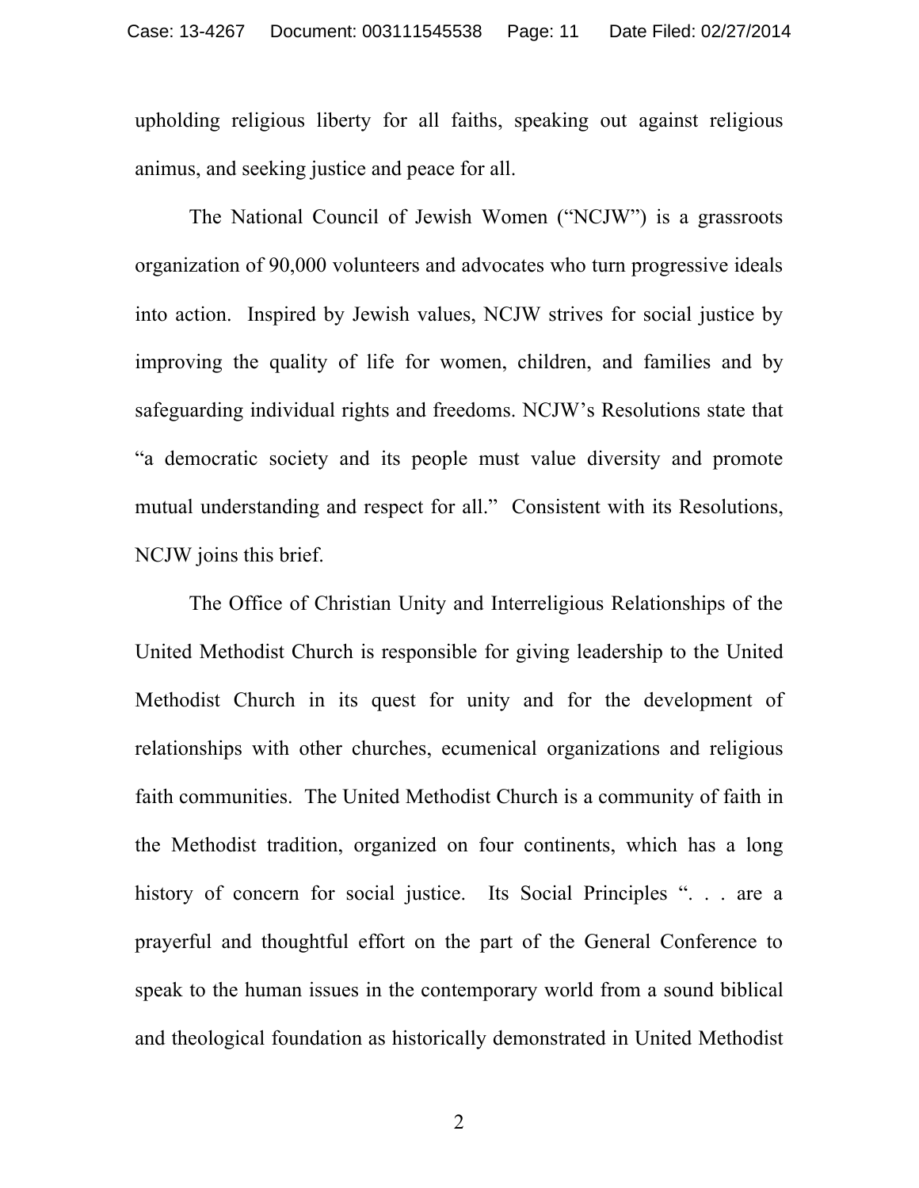upholding religious liberty for all faiths, speaking out against religious animus, and seeking justice and peace for all.

The National Council of Jewish Women ("NCJW") is a grassroots organization of 90,000 volunteers and advocates who turn progressive ideals into action. Inspired by Jewish values, NCJW strives for social justice by improving the quality of life for women, children, and families and by safeguarding individual rights and freedoms. NCJW's Resolutions state that "a democratic society and its people must value diversity and promote mutual understanding and respect for all." Consistent with its Resolutions, NCJW joins this brief.

The Office of Christian Unity and Interreligious Relationships of the United Methodist Church is responsible for giving leadership to the United Methodist Church in its quest for unity and for the development of relationships with other churches, ecumenical organizations and religious faith communities. The United Methodist Church is a community of faith in the Methodist tradition, organized on four continents, which has a long history of concern for social justice. Its Social Principles ". . . are a prayerful and thoughtful effort on the part of the General Conference to speak to the human issues in the contemporary world from a sound biblical and theological foundation as historically demonstrated in United Methodist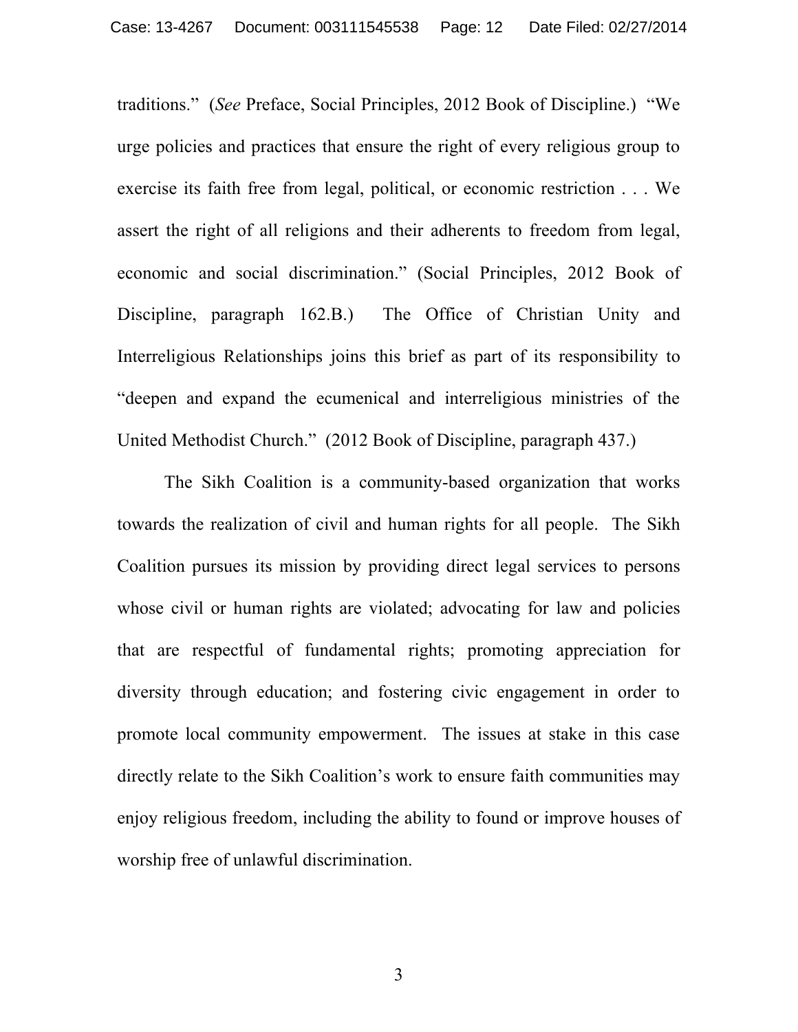traditions." (*See* Preface, Social Principles, 2012 Book of Discipline.) "We urge policies and practices that ensure the right of every religious group to exercise its faith free from legal, political, or economic restriction . . . We assert the right of all religions and their adherents to freedom from legal, economic and social discrimination." (Social Principles, 2012 Book of Discipline, paragraph 162.B.) The Office of Christian Unity and Interreligious Relationships joins this brief as part of its responsibility to "deepen and expand the ecumenical and interreligious ministries of the United Methodist Church." (2012 Book of Discipline, paragraph 437.)

The Sikh Coalition is a community-based organization that works towards the realization of civil and human rights for all people. The Sikh Coalition pursues its mission by providing direct legal services to persons whose civil or human rights are violated; advocating for law and policies that are respectful of fundamental rights; promoting appreciation for diversity through education; and fostering civic engagement in order to promote local community empowerment. The issues at stake in this case directly relate to the Sikh Coalition's work to ensure faith communities may enjoy religious freedom, including the ability to found or improve houses of worship free of unlawful discrimination.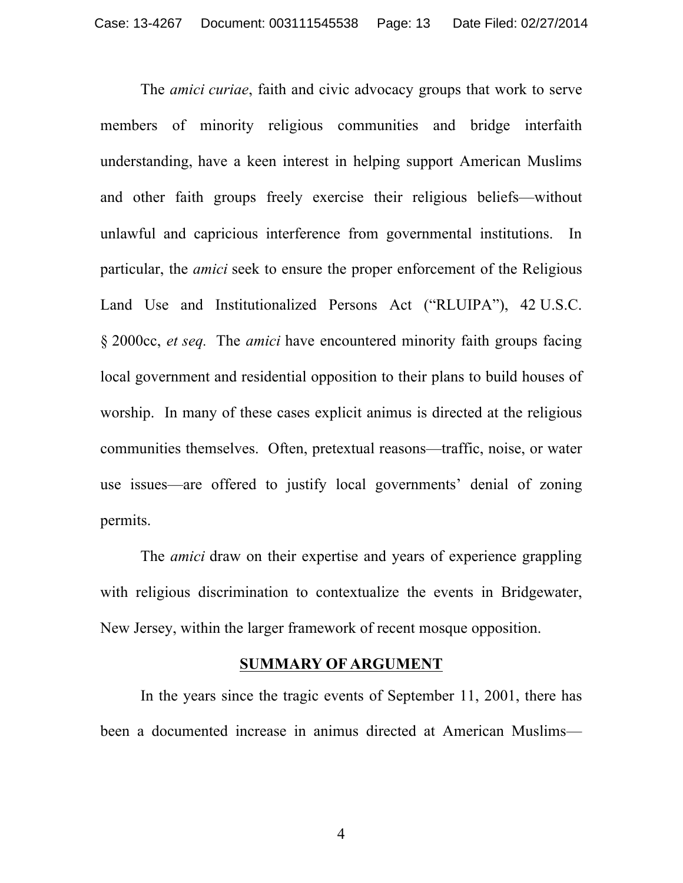The *amici curiae*, faith and civic advocacy groups that work to serve members of minority religious communities and bridge interfaith understanding, have a keen interest in helping support American Muslims and other faith groups freely exercise their religious beliefs—without unlawful and capricious interference from governmental institutions. In particular, the *amici* seek to ensure the proper enforcement of the Religious Land Use and Institutionalized Persons Act ("RLUIPA"), 42 U.S.C. § 2000cc, *et seq.* The *amici* have encountered minority faith groups facing local government and residential opposition to their plans to build houses of worship. In many of these cases explicit animus is directed at the religious communities themselves. Often, pretextual reasons—traffic, noise, or water use issues—are offered to justify local governments' denial of zoning permits.

The *amici* draw on their expertise and years of experience grappling with religious discrimination to contextualize the events in Bridgewater, New Jersey, within the larger framework of recent mosque opposition.

## SUMMARY OF ARGUMENT

In the years since the tragic events of September 11, 2001, there has been a documented increase in animus directed at American Muslims—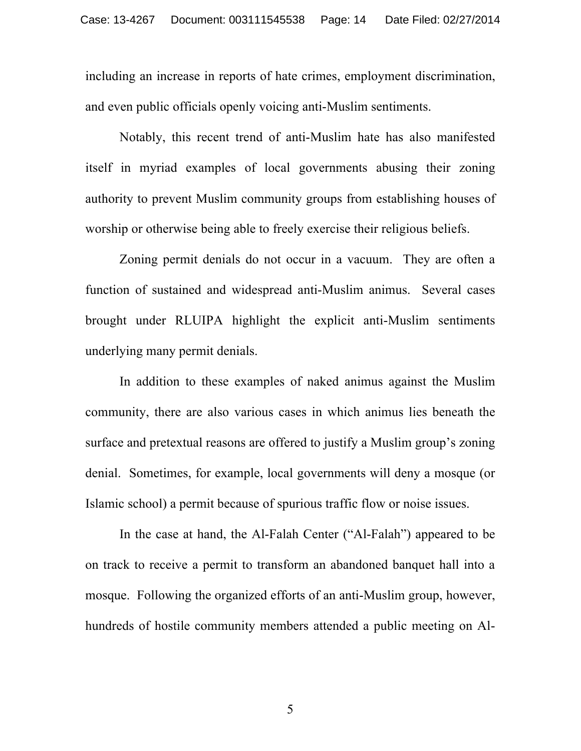including an increase in reports of hate crimes, employment discrimination, and even public officials openly voicing anti-Muslim sentiments.

Notably, this recent trend of anti-Muslim hate has also manifested itself in myriad examples of local governments abusing their zoning authority to prevent Muslim community groups from establishing houses of worship or otherwise being able to freely exercise their religious beliefs.

Zoning permit denials do not occur in a vacuum. They are often a function of sustained and widespread anti-Muslim animus. Several cases brought under RLUIPA highlight the explicit anti-Muslim sentiments underlying many permit denials.

In addition to these examples of naked animus against the Muslim community, there are also various cases in which animus lies beneath the surface and pretextual reasons are offered to justify a Muslim group's zoning denial. Sometimes, for example, local governments will deny a mosque (or Islamic school) a permit because of spurious traffic flow or noise issues.

In the case at hand, the Al-Falah Center ("Al-Falah") appeared to be on track to receive a permit to transform an abandoned banquet hall into a mosque. Following the organized efforts of an anti-Muslim group, however, hundreds of hostile community members attended a public meeting on Al-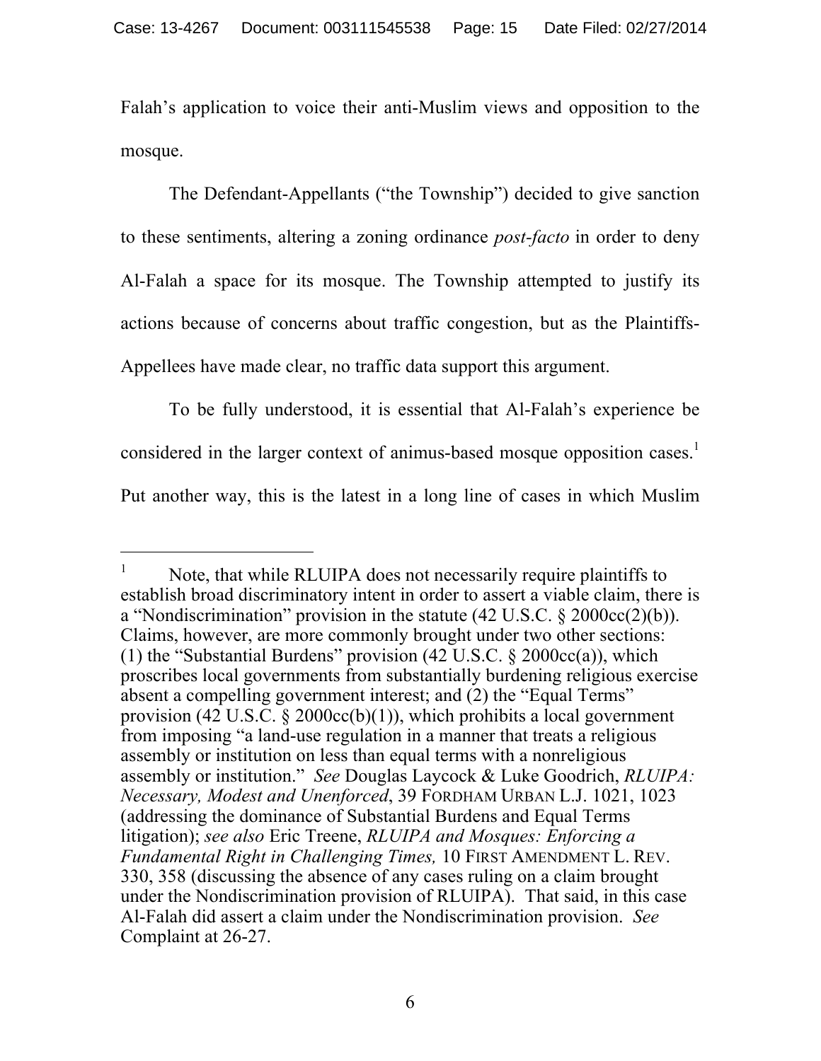Falah's application to voice their anti-Muslim views and opposition to the mosque.

The Defendant-Appellants ("the Township") decided to give sanction to these sentiments, altering a zoning ordinance *post-facto* in order to deny Al-Falah a space for its mosque. The Township attempted to justify its actions because of concerns about traffic congestion, but as the Plaintiffs-Appellees have made clear, no traffic data support this argument.

To be fully understood, it is essential that Al-Falah's experience be considered in the larger context of animus-based mosque opposition cases.[1] Put another way, this is the latest in a long line of cases in which Muslim

---

[1] Note, that while RLUIPA does not necessarily require plaintiffs to establish broad discriminatory intent in order to assert a viable claim, there is a "Nondiscrimination" provision in the statute (42 U.S.C. § 2000cc(2)(b)). Claims, however, are more commonly brought under two other sections: (1) the "Substantial Burdens" provision (42 U.S.C. § 2000cc(a)), which proscribes local governments from substantially burdening religious exercise absent a compelling government interest; and (2) the "Equal Terms" provision (42 U.S.C. § 2000cc(b)(1)), which prohibits a local government from imposing "a land-use regulation in a manner that treats a religious assembly or institution on less than equal terms with a nonreligious assembly or institution." *See* Douglas Laycock & Luke Goodrich, *RLUIPA: Necessary, Modest and Unenforced*, 39 FORDHAM URBAN L.J. 1021, 1023 (addressing the dominance of Substantial Burdens and Equal Terms litigation); *see also* Eric Treene, *RLUIPA and Mosques: Enforcing a Fundamental Right in Challenging Times,* 10 FIRST AMENDMENT L. REV. 330, 358 (discussing the absence of any cases ruling on a claim brought under the Nondiscrimination provision of RLUIPA). That said, in this case Al-Falah did assert a claim under the Nondiscrimination provision. *See* Complaint at 26-27.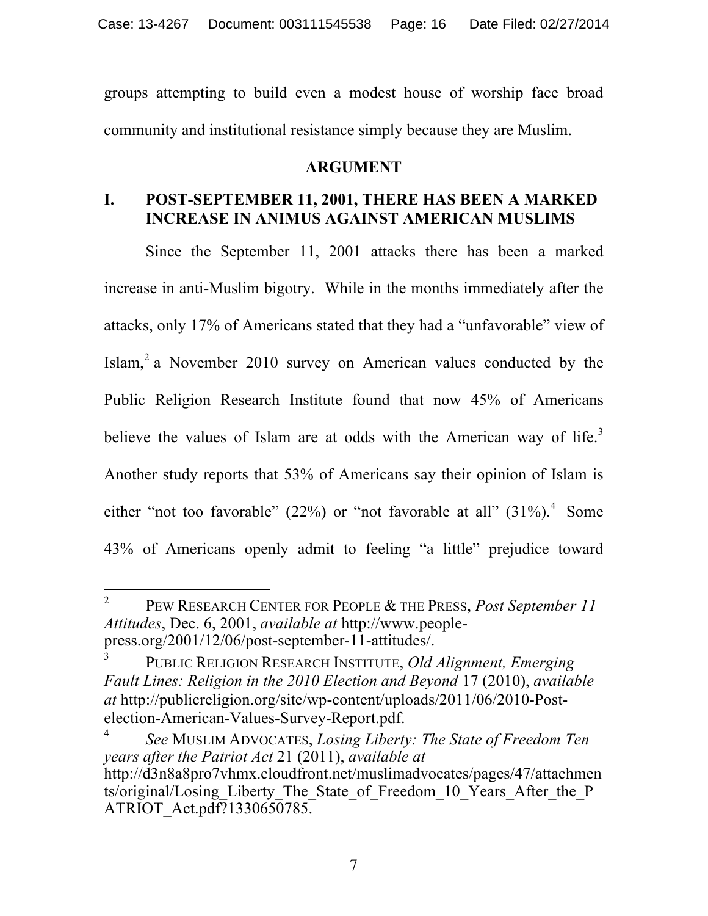groups attempting to build even a modest house of worship face broad community and institutional resistance simply because they are Muslim.

## ARGUMENT

### I. POST-SEPTEMBER 11, 2001, THERE HAS BEEN A MARKED INCREASE IN ANIMUS AGAINST AMERICAN MUSLIMS

Since the September 11, 2001 attacks there has been a marked increase in anti-Muslim bigotry. While in the months immediately after the attacks, only 17% of Americans stated that they had a "unfavorable" view of Islam,[2] a November 2010 survey on American values conducted by the Public Religion Research Institute found that now 45% of Americans believe the values of Islam are at odds with the American way of life.[3] Another study reports that 53% of Americans say their opinion of Islam is either "not too favorable" (22%) or "not favorable at all" (31%).[4] Some 43% of Americans openly admit to feeling "a little" prejudice toward

---

[2] PEW RESEARCH CENTER FOR PEOPLE & THE PRESS, *Post September 11 Attitudes*, Dec. 6, 2001, *available at* http://www.people-press.org/2001/12/06/post-september-11-attitudes/.

[3] PUBLIC RELIGION RESEARCH INSTITUTE, *Old Alignment, Emerging Fault Lines: Religion in the 2010 Election and Beyond* 17 (2010), *available at* http://publicreligion.org/site/wp-content/uploads/2011/06/2010-Post-election-American-Values-Survey-Report.pdf.

[4] *See* MUSLIM ADVOCATES, *Losing Liberty: The State of Freedom Ten years after the Patriot Act* 21 (2011), *available at* http://d3n8a8pro7vhmx.cloudfront.net/muslimadvocates/pages/47/attachments/original/Losing_Liberty_The_State_of_Freedom_10_Years_After_the_PATRIOT_Act.pdf?1330650785.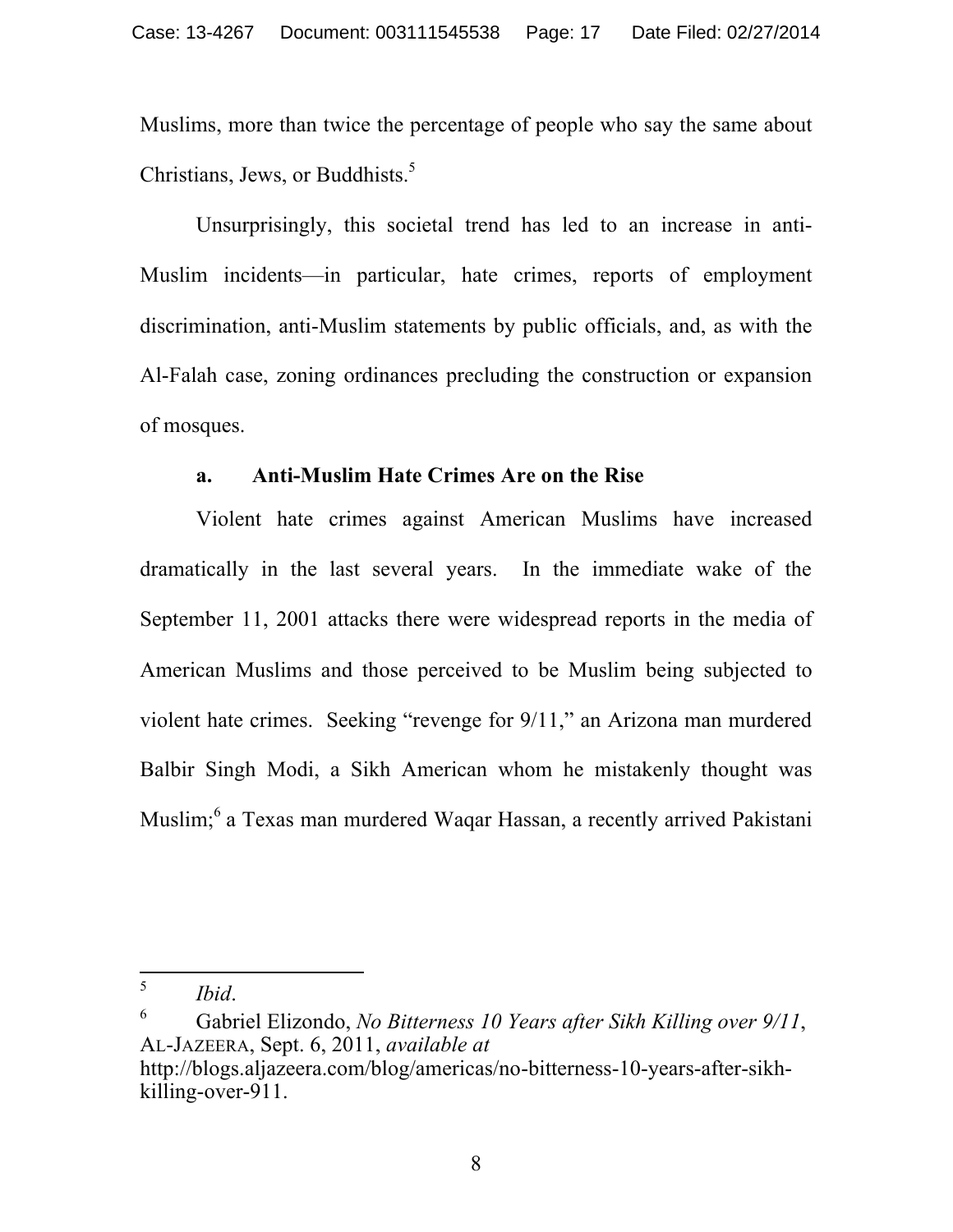Muslims, more than twice the percentage of people who say the same about Christians, Jews, or Buddhists.[5]

Unsurprisingly, this societal trend has led to an increase in anti-Muslim incidents—in particular, hate crimes, reports of employment discrimination, anti-Muslim statements by public officials, and, as with the Al-Falah case, zoning ordinances precluding the construction or expansion of mosques.

**a. Anti-Muslim Hate Crimes Are on the Rise**

Violent hate crimes against American Muslims have increased dramatically in the last several years. In the immediate wake of the September 11, 2001 attacks there were widespread reports in the media of American Muslims and those perceived to be Muslim being subjected to violent hate crimes. Seeking "revenge for 9/11," an Arizona man murdered Balbir Singh Modi, a Sikh American whom he mistakenly thought was Muslim;[6] a Texas man murdered Waqar Hassan, a recently arrived Pakistani

---

[5] *Ibid*.

[6] Gabriel Elizondo, *No Bitterness 10 Years after Sikh Killing over 9/11*, AL-JAZEERA, Sept. 6, 2011, *available at* http://blogs.aljazeera.com/blog/americas/no-bitterness-10-years-after-sikh-killing-over-911.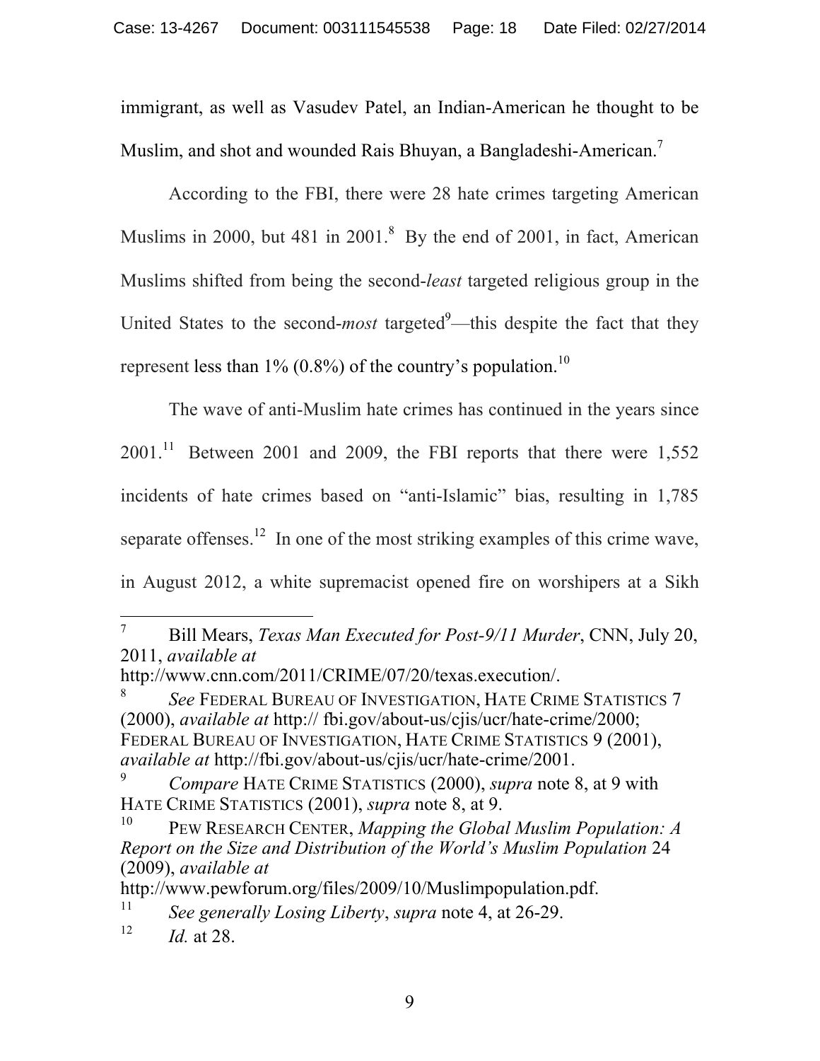immigrant, as well as Vasudev Patel, an Indian-American he thought to be Muslim, and shot and wounded Rais Bhuyan, a Bangladeshi-American.[7]

According to the FBI, there were 28 hate crimes targeting American Muslims in 2000, but 481 in 2001.[8] By the end of 2001, in fact, American Muslims shifted from being the second-*least* targeted religious group in the United States to the second-*most* targeted[9]—this despite the fact that they represent less than 1% (0.8%) of the country's population.[10]

The wave of anti-Muslim hate crimes has continued in the years since 2001.[11] Between 2001 and 2009, the FBI reports that there were 1,552 incidents of hate crimes based on "anti-Islamic" bias, resulting in 1,785 separate offenses.[12] In one of the most striking examples of this crime wave, in August 2012, a white supremacist opened fire on worshipers at a Sikh

---

[7] Bill Mears, *Texas Man Executed for Post-9/11 Murder*, CNN, July 20, 2011, *available at* http://www.cnn.com/2011/CRIME/07/20/texas.execution/.

[8] *See* FEDERAL BUREAU OF INVESTIGATION, HATE CRIME STATISTICS 7 (2000), *available at* http:// fbi.gov/about-us/cjis/ucr/hate-crime/2000; FEDERAL BUREAU OF INVESTIGATION, HATE CRIME STATISTICS 9 (2001), *available at* http://fbi.gov/about-us/cjis/ucr/hate-crime/2001.

[9] *Compare* HATE CRIME STATISTICS (2000), *supra* note 8, at 9 with HATE CRIME STATISTICS (2001), *supra* note 8, at 9.

[10] PEW RESEARCH CENTER, *Mapping the Global Muslim Population: A Report on the Size and Distribution of the World's Muslim Population* 24 (2009), *available at* http://www.pewforum.org/files/2009/10/Muslimpopulation.pdf.

[11] *See generally Losing Liberty*, *supra* note 4, at 26-29.

[12] *Id.* at 28.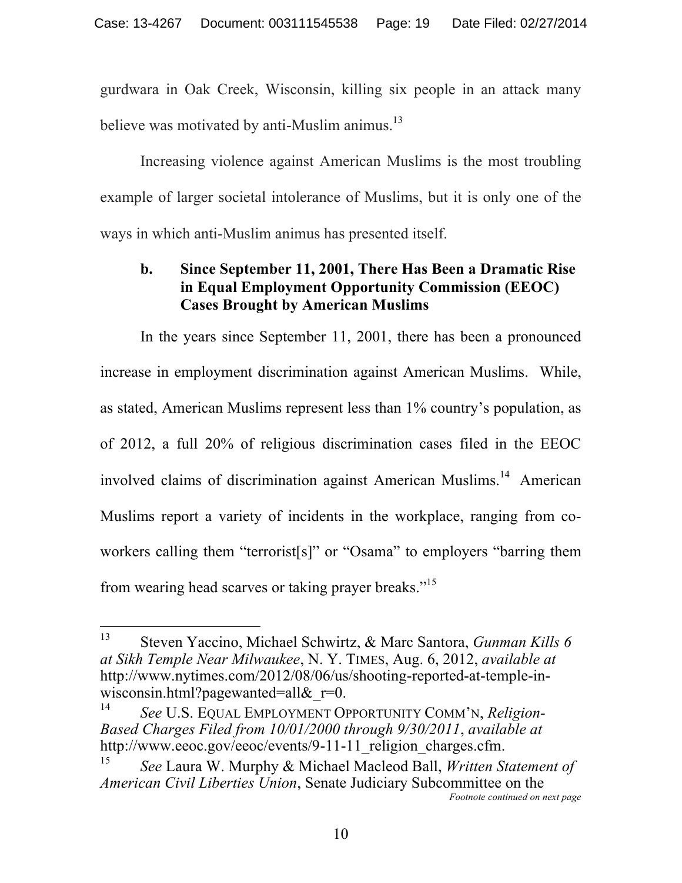gurdwara in Oak Creek, Wisconsin, killing six people in an attack many believe was motivated by anti-Muslim animus.[13]

Increasing violence against American Muslims is the most troubling example of larger societal intolerance of Muslims, but it is only one of the ways in which anti-Muslim animus has presented itself.

### b. Since September 11, 2001, There Has Been a Dramatic Rise in Equal Employment Opportunity Commission (EEOC) Cases Brought by American Muslims

In the years since September 11, 2001, there has been a pronounced increase in employment discrimination against American Muslims. While, as stated, American Muslims represent less than 1% country's population, as of 2012, a full 20% of religious discrimination cases filed in the EEOC involved claims of discrimination against American Muslims.[14] American Muslims report a variety of incidents in the workplace, ranging from co-workers calling them "terrorist[s]" or "Osama" to employers "barring them from wearing head scarves or taking prayer breaks."[15]

---

[13] Steven Yaccino, Michael Schwirtz, & Marc Santora, *Gunman Kills 6 at Sikh Temple Near Milwaukee*, N. Y. TIMES, Aug. 6, 2012, *available at* http://www.nytimes.com/2012/08/06/us/shooting-reported-at-temple-in-wisconsin.html?pagewanted=all&_r=0.

[14] *See* U.S. EQUAL EMPLOYMENT OPPORTUNITY COMM'N, *Religion-Based Charges Filed from 10/01/2000 through 9/30/2011*, *available at* http://www.eeoc.gov/eeoc/events/9-11-11_religion_charges.cfm.

[15] *See* Laura W. Murphy & Michael Macleod Ball, *Written Statement of American Civil Liberties Union*, Senate Judiciary Subcommittee on the

*Footnote continued on next page*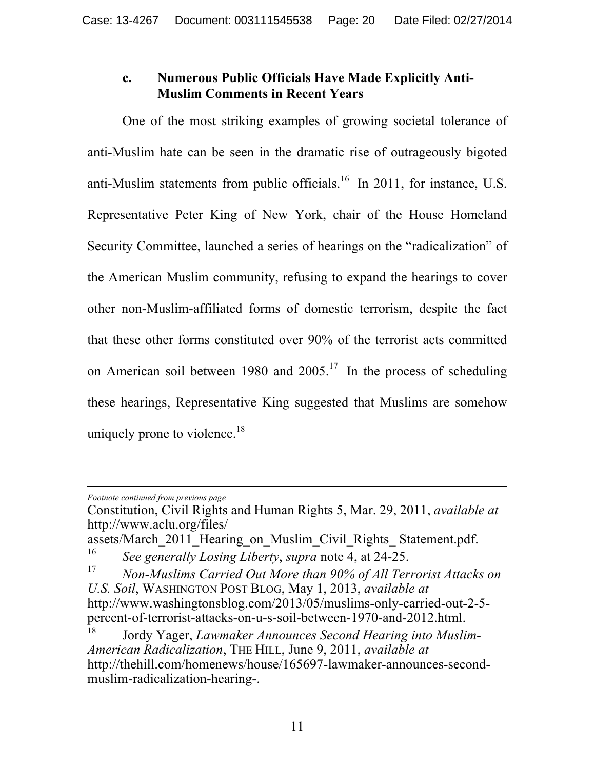### c. Numerous Public Officials Have Made Explicitly Anti-Muslim Comments in Recent Years

One of the most striking examples of growing societal tolerance of anti-Muslim hate can be seen in the dramatic rise of outrageously bigoted anti-Muslim statements from public officials.[16] In 2011, for instance, U.S. Representative Peter King of New York, chair of the House Homeland Security Committee, launched a series of hearings on the "radicalization" of the American Muslim community, refusing to expand the hearings to cover other non-Muslim-affiliated forms of domestic terrorism, despite the fact that these other forms constituted over 90% of the terrorist acts committed on American soil between 1980 and 2005.[17] In the process of scheduling these hearings, Representative King suggested that Muslims are somehow uniquely prone to violence.[18]

---

*Footnote continued from previous page*

Constitution, Civil Rights and Human Rights 5, Mar. 29, 2011, *available at* http://www.aclu.org/files/assets/March_2011_Hearing_on_Muslim_Civil_Rights_ Statement.pdf.

[16] *See generally Losing Liberty*, *supra* note 4, at 24-25.

[17] *Non-Muslims Carried Out More than 90% of All Terrorist Attacks on U.S. Soil*, WASHINGTON POST BLOG, May 1, 2013, *available at* http://www.washingtonsblog.com/2013/05/muslims-only-carried-out-2-5-percent-of-terrorist-attacks-on-u-s-soil-between-1970-and-2012.html.

[18] Jordy Yager, *Lawmaker Announces Second Hearing into Muslim-American Radicalization*, THE HILL, June 9, 2011, *available at* http://thehill.com/homenews/house/165697-lawmaker-announces-second-muslim-radicalization-hearing-.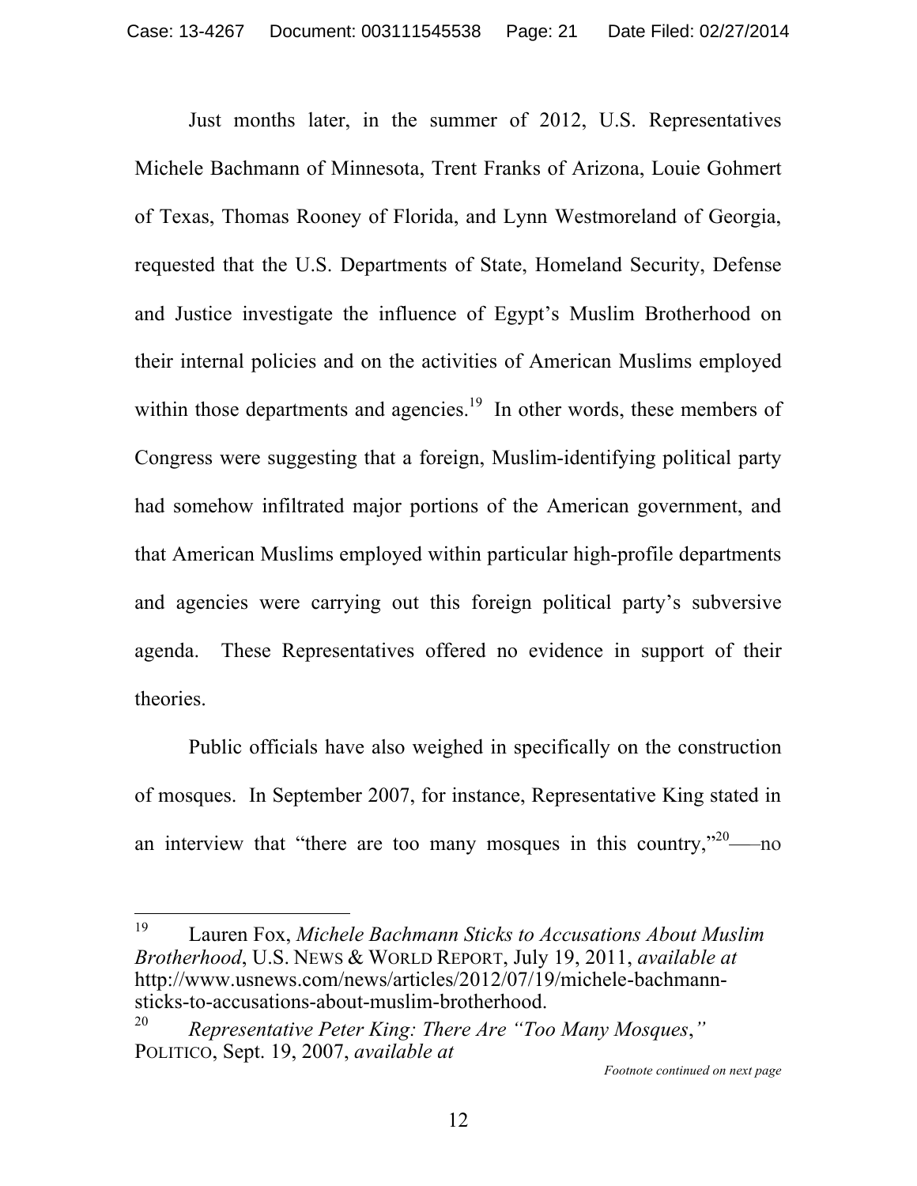Just months later, in the summer of 2012, U.S. Representatives Michele Bachmann of Minnesota, Trent Franks of Arizona, Louie Gohmert of Texas, Thomas Rooney of Florida, and Lynn Westmoreland of Georgia, requested that the U.S. Departments of State, Homeland Security, Defense and Justice investigate the influence of Egypt's Muslim Brotherhood on their internal policies and on the activities of American Muslims employed within those departments and agencies.[19] In other words, these members of Congress were suggesting that a foreign, Muslim-identifying political party had somehow infiltrated major portions of the American government, and that American Muslims employed within particular high-profile departments and agencies were carrying out this foreign political party's subversive agenda. These Representatives offered no evidence in support of their theories.

Public officials have also weighed in specifically on the construction of mosques. In September 2007, for instance, Representative King stated in an interview that "there are too many mosques in this country,"[20]—no

---

[19] Lauren Fox, *Michele Bachmann Sticks to Accusations About Muslim Brotherhood*, U.S. NEWS & WORLD REPORT, July 19, 2011, *available at* http://www.usnews.com/news/articles/2012/07/19/michele-bachmann-sticks-to-accusations-about-muslim-brotherhood.

[20] *Representative Peter King: There Are "Too Many Mosques*,*"* POLITICO, Sept. 19, 2007, *available at*

*Footnote continued on next page*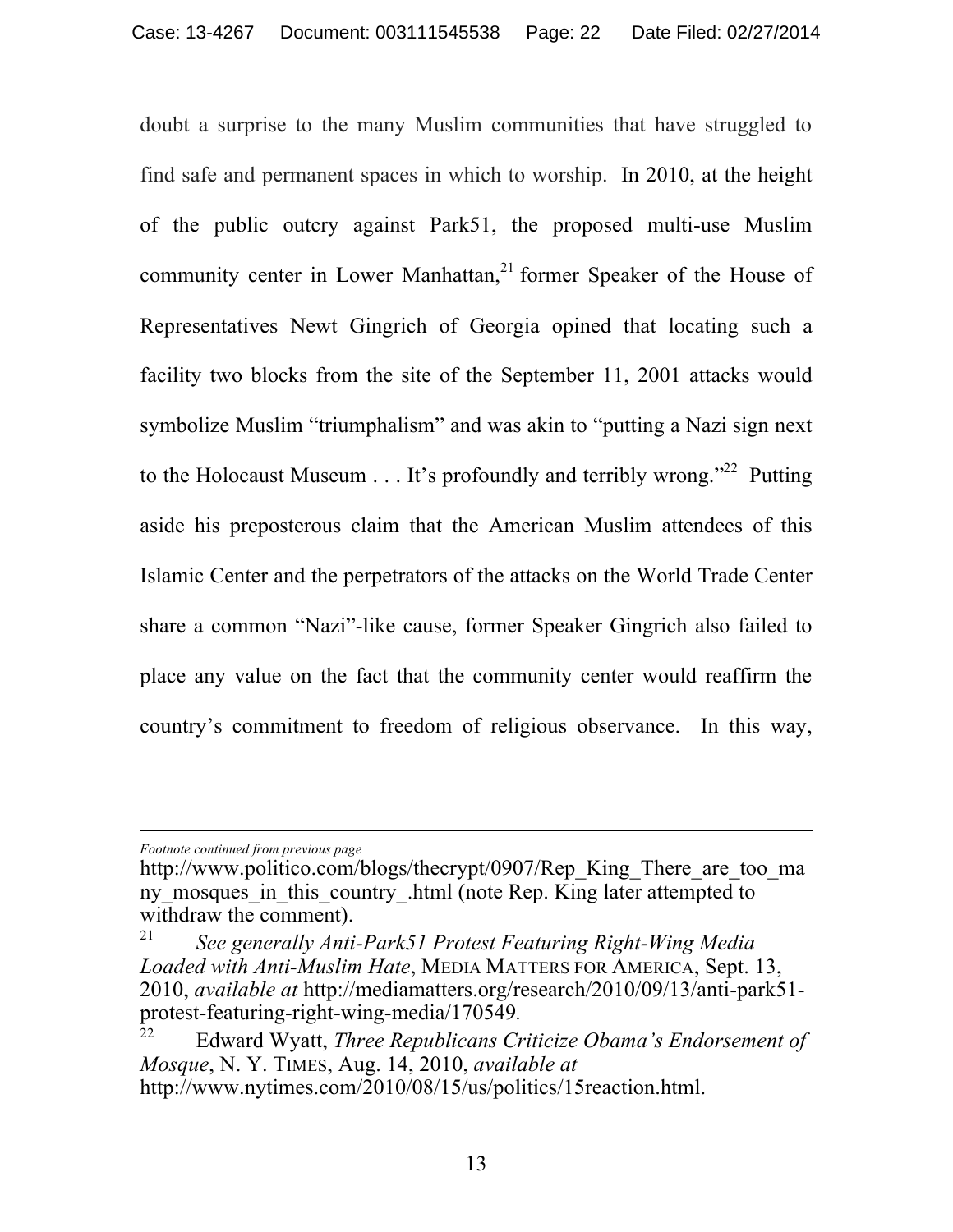doubt a surprise to the many Muslim communities that have struggled to find safe and permanent spaces in which to worship. In 2010, at the height of the public outcry against Park51, the proposed multi-use Muslim community center in Lower Manhattan,[21] former Speaker of the House of Representatives Newt Gingrich of Georgia opined that locating such a facility two blocks from the site of the September 11, 2001 attacks would symbolize Muslim "triumphalism" and was akin to "putting a Nazi sign next to the Holocaust Museum . . . It's profoundly and terribly wrong."[22] Putting aside his preposterous claim that the American Muslim attendees of this Islamic Center and the perpetrators of the attacks on the World Trade Center share a common "Nazi"-like cause, former Speaker Gingrich also failed to place any value on the fact that the community center would reaffirm the country's commitment to freedom of religious observance. In this way,

---

*Footnote continued from previous page*

http://www.politico.com/blogs/thecrypt/0907/Rep_King_There_are_too_many_mosques_in_this_country_.html (note Rep. King later attempted to withdraw the comment).

[21] *See generally Anti-Park51 Protest Featuring Right-Wing Media Loaded with Anti-Muslim Hate*, MEDIA MATTERS FOR AMERICA, Sept. 13, 2010, *available at* http://mediamatters.org/research/2010/09/13/anti-park51-protest-featuring-right-wing-media/170549.

[22] Edward Wyatt, *Three Republicans Criticize Obama's Endorsement of Mosque*, N. Y. TIMES, Aug. 14, 2010, *available at* http://www.nytimes.com/2010/08/15/us/politics/15reaction.html.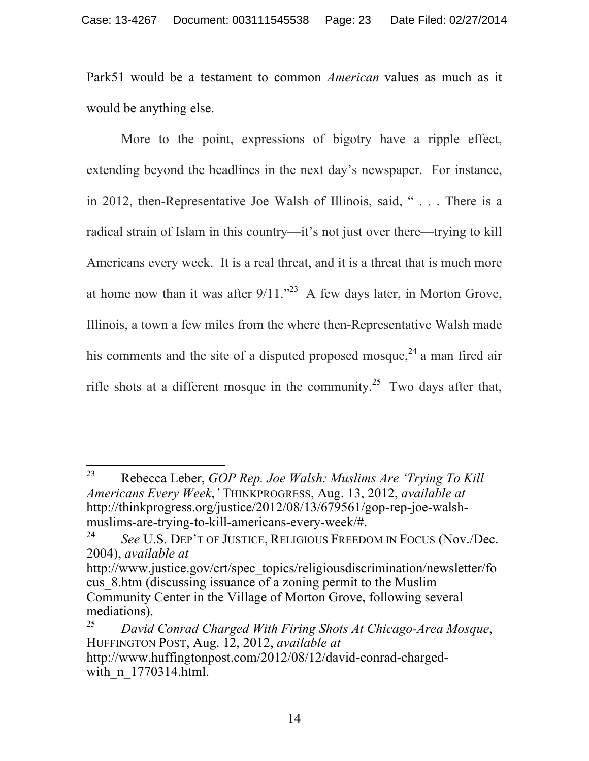Park51 would be a testament to common *American* values as much as it would be anything else.

More to the point, expressions of bigotry have a ripple effect, extending beyond the headlines in the next day's newspaper. For instance, in 2012, then-Representative Joe Walsh of Illinois, said, " . . . There is a radical strain of Islam in this country—it's not just over there—trying to kill Americans every week. It is a real threat, and it is a threat that is much more at home now than it was after 9/11."[23] A few days later, in Morton Grove, Illinois, a town a few miles from the where then-Representative Walsh made his comments and the site of a disputed proposed mosque,[24] a man fired air rifle shots at a different mosque in the community.[25] Two days after that,

---

[23] Rebecca Leber, *GOP Rep. Joe Walsh: Muslims Are 'Trying To Kill Americans Every Week,'* THINKPROGRESS, Aug. 13, 2012, *available at* http://thinkprogress.org/justice/2012/08/13/679561/gop-rep-joe-walsh-muslims-are-trying-to-kill-americans-every-week/#.

[24] *See* U.S. DEP'T OF JUSTICE, RELIGIOUS FREEDOM IN FOCUS (Nov./Dec. 2004), *available at* http://www.justice.gov/crt/spec_topics/religiousdiscrimination/newsletter/focus_8.htm (discussing issuance of a zoning permit to the Muslim Community Center in the Village of Morton Grove, following several mediations).

[25] *David Conrad Charged With Firing Shots At Chicago-Area Mosque*, HUFFINGTON POST, Aug. 12, 2012, *available at* http://www.huffingtonpost.com/2012/08/12/david-conrad-charged-with_n_1770314.html.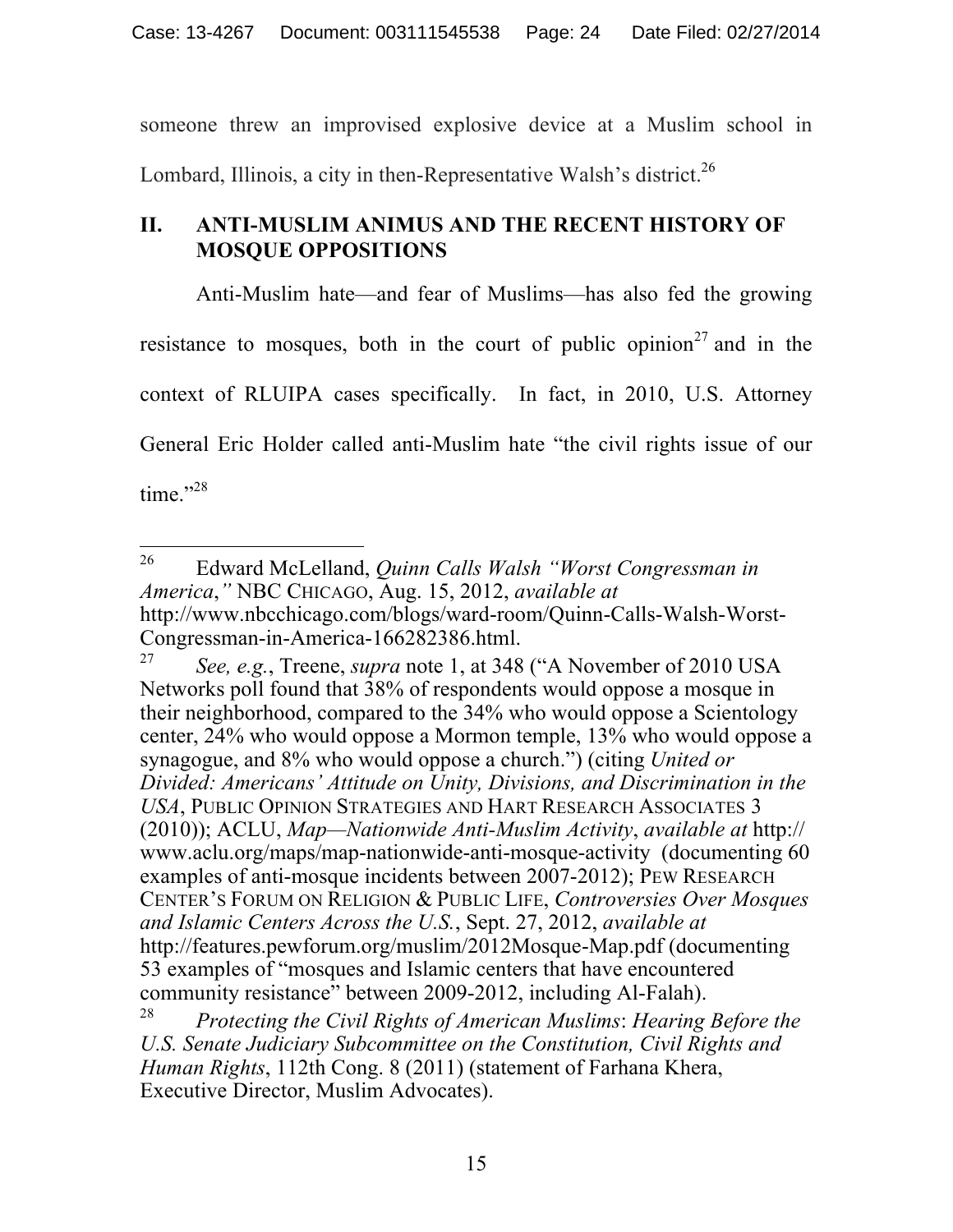someone threw an improvised explosive device at a Muslim school in Lombard, Illinois, a city in then-Representative Walsh's district.[26]

## II. ANTI-MUSLIM ANIMUS AND THE RECENT HISTORY OF MOSQUE OPPOSITIONS

Anti-Muslim hate—and fear of Muslims—has also fed the growing resistance to mosques, both in the court of public opinion[27] and in the context of RLUIPA cases specifically. In fact, in 2010, U.S. Attorney General Eric Holder called anti-Muslim hate "the civil rights issue of our time."[28]

---

[26] Edward McLelland, *Quinn Calls Walsh "Worst Congressman in America*,*"* NBC CHICAGO, Aug. 15, 2012, *available at* http://www.nbcchicago.com/blogs/ward-room/Quinn-Calls-Walsh-Worst-Congressman-in-America-166282386.html.

[27] *See, e.g.*, Treene, *supra* note 1, at 348 ("A November of 2010 USA Networks poll found that 38% of respondents would oppose a mosque in their neighborhood, compared to the 34% who would oppose a Scientology center, 24% who would oppose a Mormon temple, 13% who would oppose a synagogue, and 8% who would oppose a church.") (citing *United or Divided: Americans' Attitude on Unity, Divisions, and Discrimination in the USA*, PUBLIC OPINION STRATEGIES AND HART RESEARCH ASSOCIATES 3 (2010)); ACLU, *Map—Nationwide Anti-Muslim Activity*, *available at* http://www.aclu.org/maps/map-nationwide-anti-mosque-activity (documenting 60 examples of anti-mosque incidents between 2007-2012); PEW RESEARCH CENTER'S FORUM ON RELIGION & PUBLIC LIFE, *Controversies Over Mosques and Islamic Centers Across the U.S.*, Sept. 27, 2012, *available at* http://features.pewforum.org/muslim/2012Mosque-Map.pdf (documenting 53 examples of "mosques and Islamic centers that have encountered community resistance" between 2009-2012, including Al-Falah).

[28] *Protecting the Civil Rights of American Muslims*: *Hearing Before the U.S. Senate Judiciary Subcommittee on the Constitution, Civil Rights and Human Rights*, 112th Cong. 8 (2011) (statement of Farhana Khera, Executive Director, Muslim Advocates).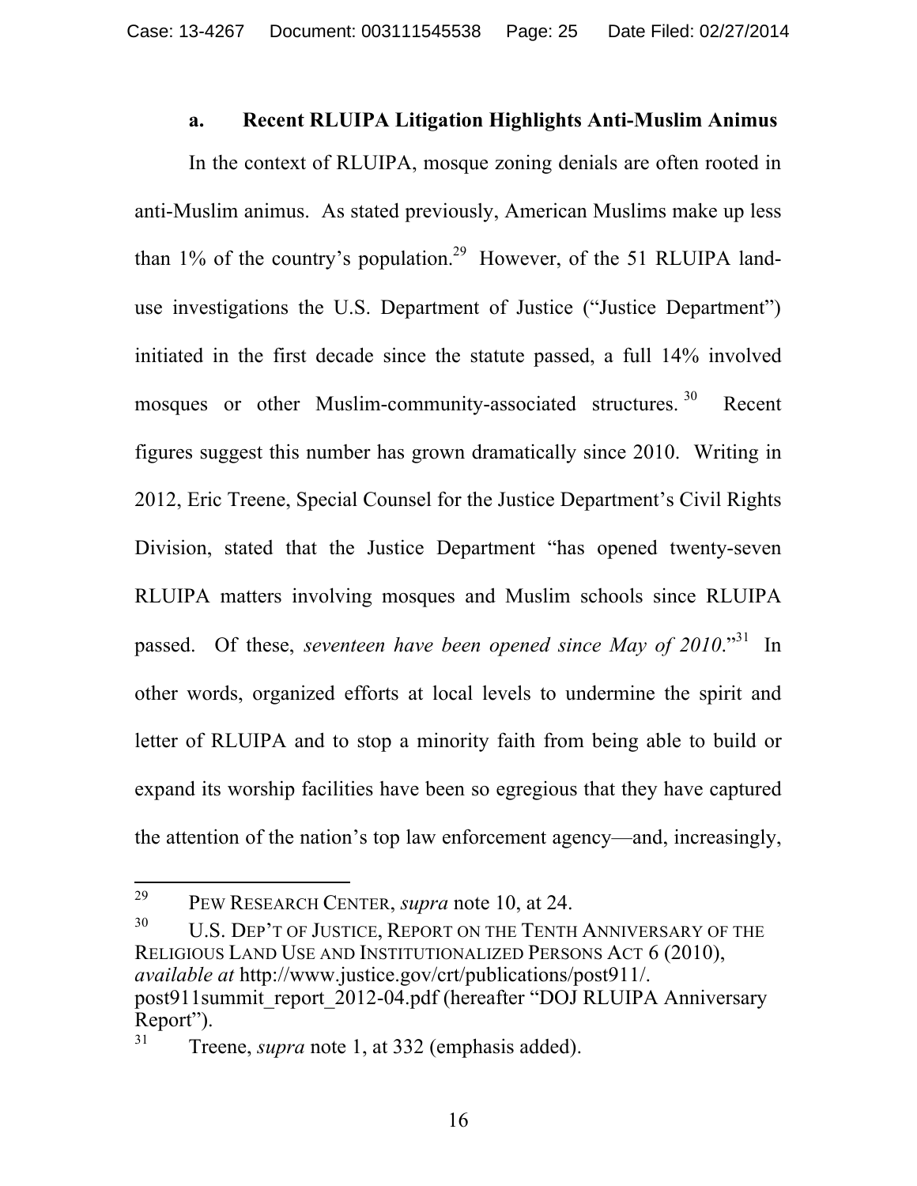### a. Recent RLUIPA Litigation Highlights Anti-Muslim Animus

In the context of RLUIPA, mosque zoning denials are often rooted in anti-Muslim animus. As stated previously, American Muslims make up less than 1% of the country's population.[29] However, of the 51 RLUIPA land-use investigations the U.S. Department of Justice ("Justice Department") initiated in the first decade since the statute passed, a full 14% involved mosques or other Muslim-community-associated structures.[30] Recent figures suggest this number has grown dramatically since 2010. Writing in 2012, Eric Treene, Special Counsel for the Justice Department's Civil Rights Division, stated that the Justice Department "has opened twenty-seven RLUIPA matters involving mosques and Muslim schools since RLUIPA passed. Of these, *seventeen have been opened since May of 2010*."[31] In other words, organized efforts at local levels to undermine the spirit and letter of RLUIPA and to stop a minority faith from being able to build or expand its worship facilities have been so egregious that they have captured the attention of the nation's top law enforcement agency—and, increasingly,

---

[29] PEW RESEARCH CENTER, *supra* note 10, at 24.

[30] U.S. DEP'T OF JUSTICE, REPORT ON THE TENTH ANNIVERSARY OF THE RELIGIOUS LAND USE AND INSTITUTIONALIZED PERSONS ACT 6 (2010), *available at* http://www.justice.gov/crt/publications/post911/. post911summit_report_2012-04.pdf (hereafter "DOJ RLUIPA Anniversary Report").

[31] Treene, *supra* note 1, at 332 (emphasis added).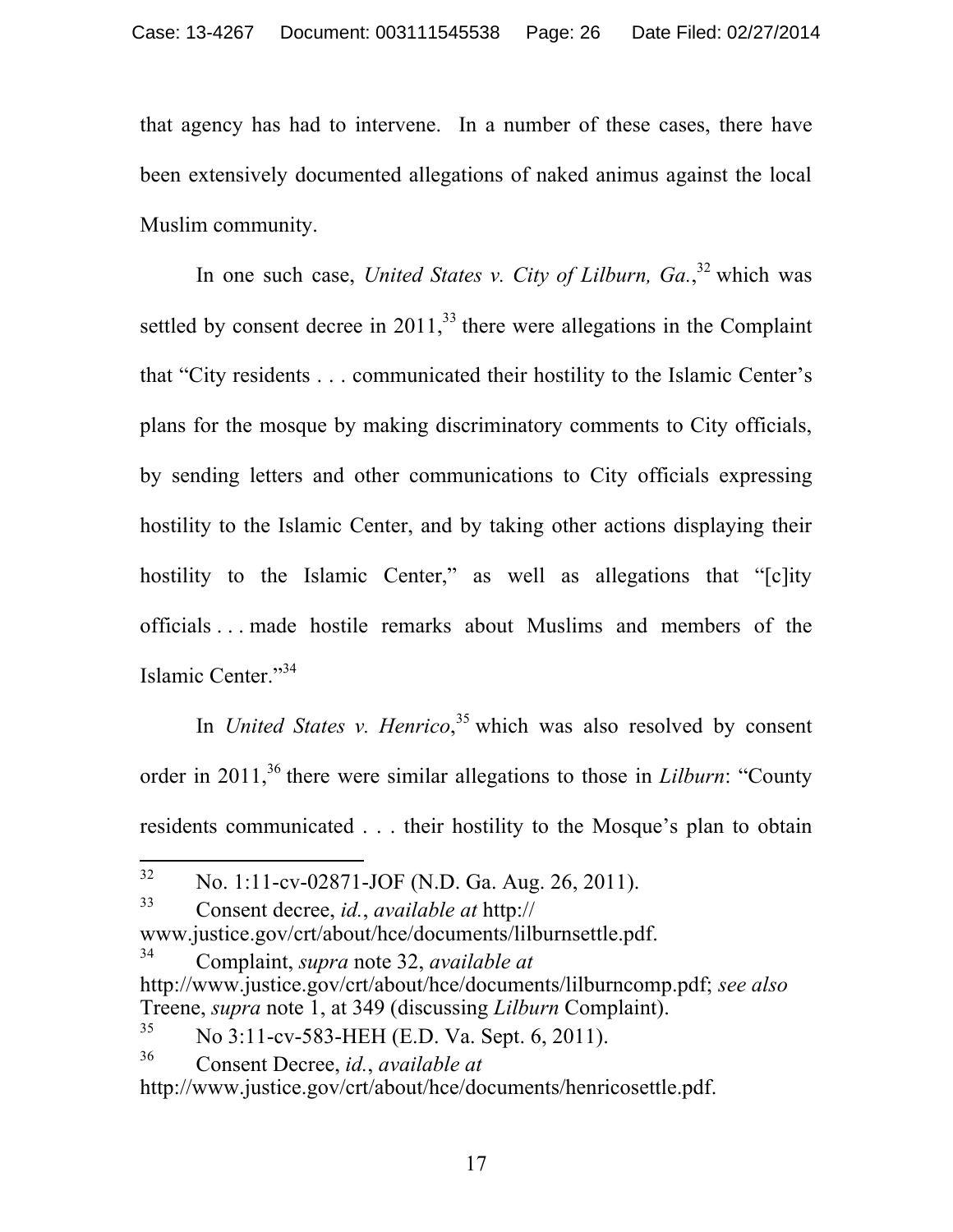that agency has had to intervene. In a number of these cases, there have been extensively documented allegations of naked animus against the local Muslim community.

In one such case, *United States v. City of Lilburn, Ga.*,[32] which was settled by consent decree in 2011,[33] there were allegations in the Complaint that "City residents . . . communicated their hostility to the Islamic Center's plans for the mosque by making discriminatory comments to City officials, by sending letters and other communications to City officials expressing hostility to the Islamic Center, and by taking other actions displaying their hostility to the Islamic Center," as well as allegations that "[c]ity officials . . . made hostile remarks about Muslims and members of the Islamic Center."[34]

In *United States v. Henrico*,[35] which was also resolved by consent order in 2011,[36] there were similar allegations to those in *Lilburn*: "County residents communicated . . . their hostility to the Mosque's plan to obtain

---

[32] No. 1:11-cv-02871-JOF (N.D. Ga. Aug. 26, 2011).

[33] Consent decree, *id.*, *available at* http://www.justice.gov/crt/about/hce/documents/lilburnsettle.pdf.

[34] Complaint, *supra* note 32, *available at* http://www.justice.gov/crt/about/hce/documents/lilburncomp.pdf; *see also* Treene, *supra* note 1, at 349 (discussing *Lilburn* Complaint).

[35] No 3:11-cv-583-HEH (E.D. Va. Sept. 6, 2011).

[36] Consent Decree, *id.*, *available at* http://www.justice.gov/crt/about/hce/documents/henricosettle.pdf.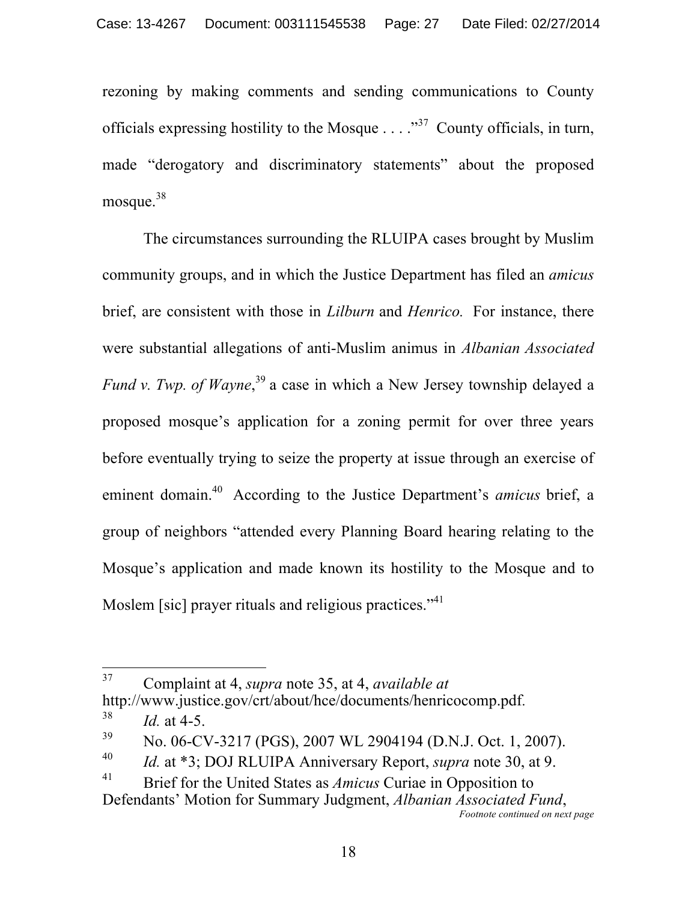rezoning by making comments and sending communications to County officials expressing hostility to the Mosque . . . ."[37] County officials, in turn, made "derogatory and discriminatory statements" about the proposed mosque.[38]

The circumstances surrounding the RLUIPA cases brought by Muslim community groups, and in which the Justice Department has filed an *amicus* brief, are consistent with those in *Lilburn* and *Henrico.* For instance, there were substantial allegations of anti-Muslim animus in *Albanian Associated Fund v. Twp. of Wayne*,[39] a case in which a New Jersey township delayed a proposed mosque's application for a zoning permit for over three years before eventually trying to seize the property at issue through an exercise of eminent domain.[40] According to the Justice Department's *amicus* brief, a group of neighbors "attended every Planning Board hearing relating to the Mosque's application and made known its hostility to the Mosque and to Moslem [sic] prayer rituals and religious practices."[41]

---

[37] Complaint at 4, *supra* note 35, at 4, *available at* http://www.justice.gov/crt/about/hce/documents/henricocomp.pdf.

[38] *Id.* at 4-5.

[39] No. 06-CV-3217 (PGS), 2007 WL 2904194 (D.N.J. Oct. 1, 2007).

[40] *Id.* at *3; DOJ RLUIPA Anniversary Report, *supra* note 30, at 9.

[41] Brief for the United States as *Amicus* Curiae in Opposition to Defendants' Motion for Summary Judgment, *Albanian Associated Fund*,

*Footnote continued on next page*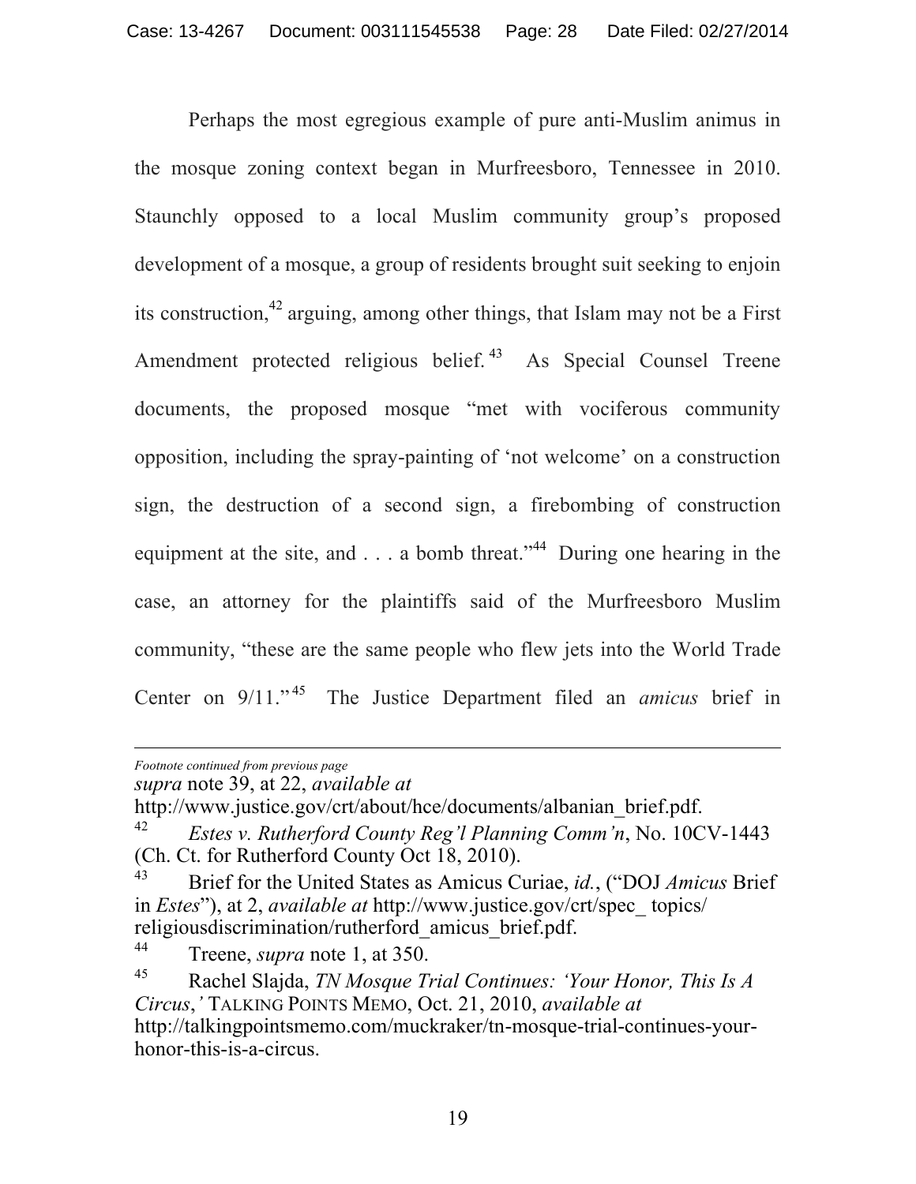Perhaps the most egregious example of pure anti-Muslim animus in the mosque zoning context began in Murfreesboro, Tennessee in 2010. Staunchly opposed to a local Muslim community group's proposed development of a mosque, a group of residents brought suit seeking to enjoin its construction,[42] arguing, among other things, that Islam may not be a First Amendment protected religious belief.[43] As Special Counsel Treene documents, the proposed mosque "met with vociferous community opposition, including the spray-painting of 'not welcome' on a construction sign, the destruction of a second sign, a firebombing of construction equipment at the site, and . . . a bomb threat."[44] During one hearing in the case, an attorney for the plaintiffs said of the Murfreesboro Muslim community, "these are the same people who flew jets into the World Trade Center on 9/11."[45] The Justice Department filed an *amicus* brief in

---

*Footnote continued from previous page*

*supra* note 39, at 22, *available at* http://www.justice.gov/crt/about/hce/documents/albanian_brief.pdf.

[42] *Estes v. Rutherford County Reg'l Planning Comm'n*, No. 10CV-1443 (Ch. Ct. for Rutherford County Oct 18, 2010).

[43] Brief for the United States as Amicus Curiae, *id.*, ("DOJ *Amicus* Brief in *Estes*"), at 2, *available at* http://www.justice.gov/crt/spec_ topics/ religiousdiscrimination/rutherford_amicus_brief.pdf.

[44] Treene, *supra* note 1, at 350.

[45] Rachel Slajda, *TN Mosque Trial Continues: 'Your Honor, This Is A Circus,'* TALKING POINTS MEMO, Oct. 21, 2010, *available at* http://talkingpointsmemo.com/muckraker/tn-mosque-trial-continues-your-honor-this-is-a-circus.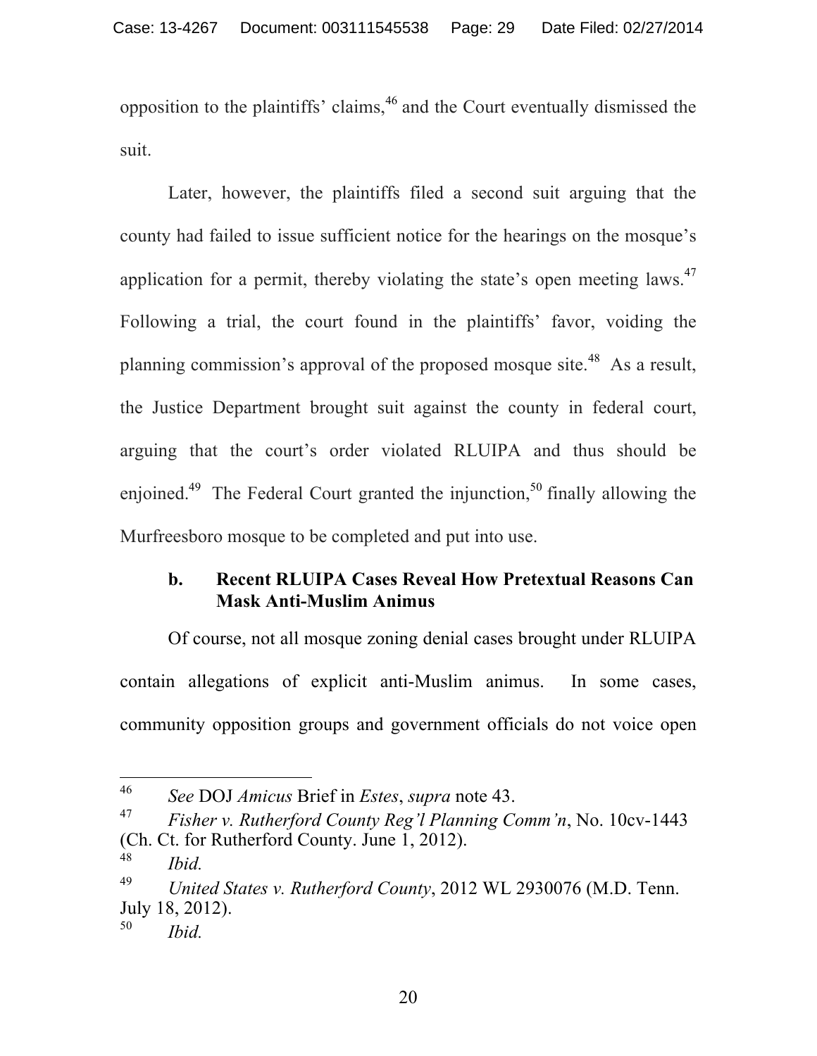opposition to the plaintiffs' claims,[46] and the Court eventually dismissed the suit.

Later, however, the plaintiffs filed a second suit arguing that the county had failed to issue sufficient notice for the hearings on the mosque's application for a permit, thereby violating the state's open meeting laws.[47] Following a trial, the court found in the plaintiffs' favor, voiding the planning commission's approval of the proposed mosque site.[48] As a result, the Justice Department brought suit against the county in federal court, arguing that the court's order violated RLUIPA and thus should be enjoined.[49] The Federal Court granted the injunction,[50] finally allowing the Murfreesboro mosque to be completed and put into use.

### b. Recent RLUIPA Cases Reveal How Pretextual Reasons Can Mask Anti-Muslim Animus

Of course, not all mosque zoning denial cases brought under RLUIPA contain allegations of explicit anti-Muslim animus. In some cases, community opposition groups and government officials do not voice open

---

[46] *See* DOJ *Amicus* Brief in *Estes*, *supra* note 43.

[47] *Fisher v. Rutherford County Reg'l Planning Comm'n*, No. 10cv-1443 (Ch. Ct. for Rutherford County. June 1, 2012).

[48] *Ibid.*

[49] *United States v. Rutherford County*, 2012 WL 2930076 (M.D. Tenn. July 18, 2012).

[50] *Ibid.*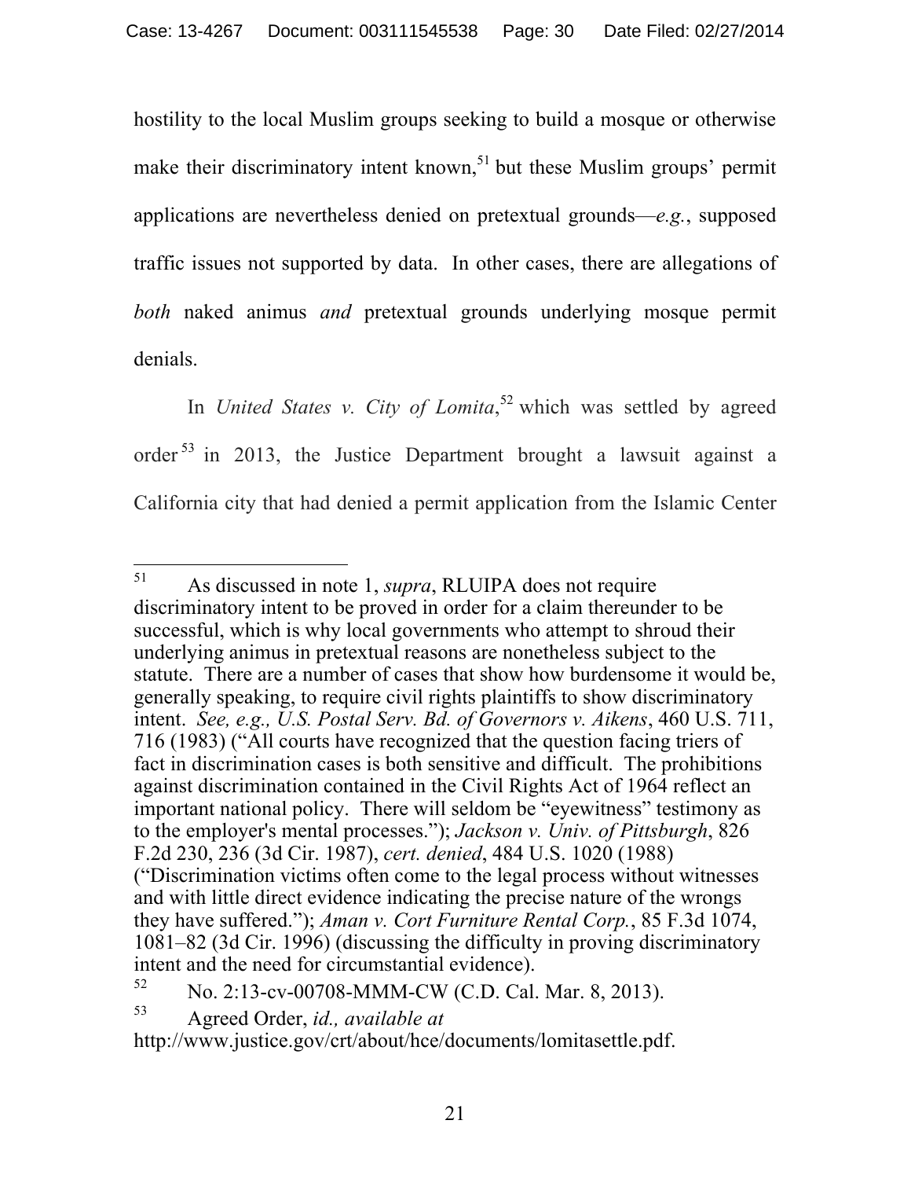hostility to the local Muslim groups seeking to build a mosque or otherwise make their discriminatory intent known,[51] but these Muslim groups' permit applications are nevertheless denied on pretextual grounds—*e.g.*, supposed traffic issues not supported by data. In other cases, there are allegations of *both* naked animus *and* pretextual grounds underlying mosque permit denials.

In *United States v. City of Lomita*,[52] which was settled by agreed order[53] in 2013, the Justice Department brought a lawsuit against a California city that had denied a permit application from the Islamic Center

---

[51] As discussed in note 1, *supra*, RLUIPA does not require discriminatory intent to be proved in order for a claim thereunder to be successful, which is why local governments who attempt to shroud their underlying animus in pretextual reasons are nonetheless subject to the statute. There are a number of cases that show how burdensome it would be, generally speaking, to require civil rights plaintiffs to show discriminatory intent. *See, e.g., U.S. Postal Serv. Bd. of Governors v. Aikens*, 460 U.S. 711, 716 (1983) ("All courts have recognized that the question facing triers of fact in discrimination cases is both sensitive and difficult. The prohibitions against discrimination contained in the Civil Rights Act of 1964 reflect an important national policy. There will seldom be "eyewitness" testimony as to the employer's mental processes."); *Jackson v. Univ. of Pittsburgh*, 826 F.2d 230, 236 (3d Cir. 1987), *cert. denied*, 484 U.S. 1020 (1988) ("Discrimination victims often come to the legal process without witnesses and with little direct evidence indicating the precise nature of the wrongs they have suffered."); *Aman v. Cort Furniture Rental Corp.*, 85 F.3d 1074, 1081–82 (3d Cir. 1996) (discussing the difficulty in proving discriminatory intent and the need for circumstantial evidence).

[52] No. 2:13-cv-00708-MMM-CW (C.D. Cal. Mar. 8, 2013).

[53] Agreed Order, *id., available at* http://www.justice.gov/crt/about/hce/documents/lomitasettle.pdf.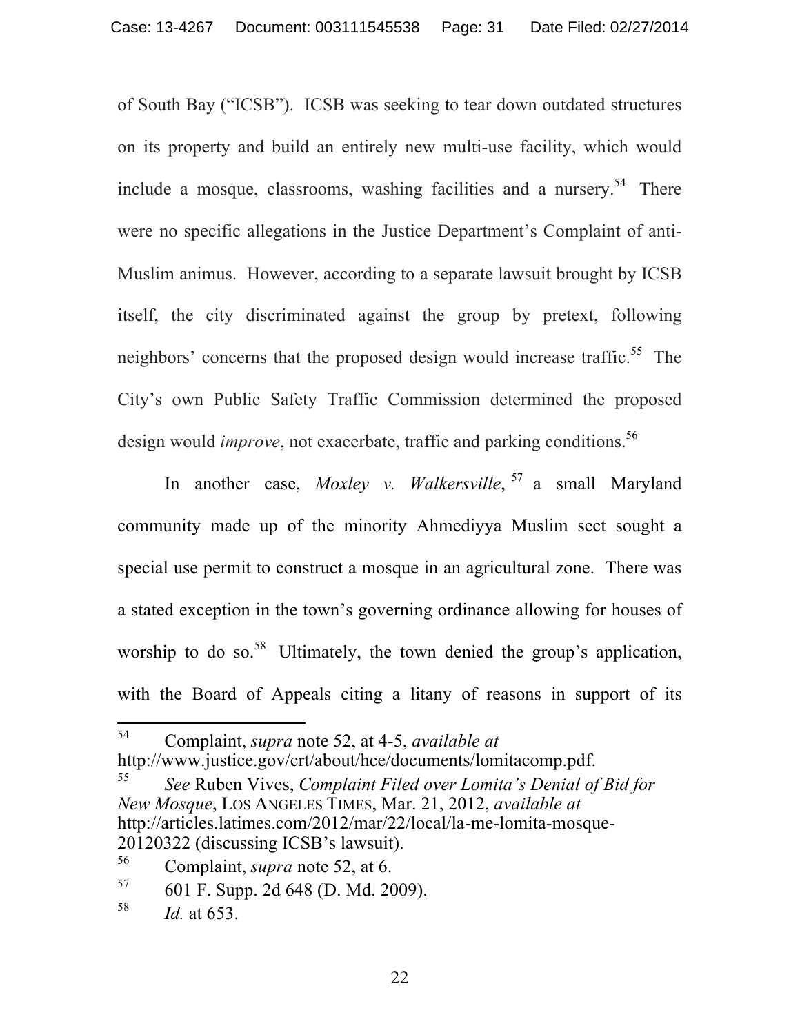of South Bay ("ICSB"). ICSB was seeking to tear down outdated structures on its property and build an entirely new multi-use facility, which would include a mosque, classrooms, washing facilities and a nursery.[54] There were no specific allegations in the Justice Department's Complaint of anti-Muslim animus. However, according to a separate lawsuit brought by ICSB itself, the city discriminated against the group by pretext, following neighbors' concerns that the proposed design would increase traffic.[55] The City's own Public Safety Traffic Commission determined the proposed design would *improve*, not exacerbate, traffic and parking conditions.[56]

In another case, *Moxley v. Walkersville*,[57] a small Maryland community made up of the minority Ahmediyya Muslim sect sought a special use permit to construct a mosque in an agricultural zone. There was a stated exception in the town's governing ordinance allowing for houses of worship to do so.[58] Ultimately, the town denied the group's application, with the Board of Appeals citing a litany of reasons in support of its

---

[54] Complaint, *supra* note 52, at 4-5, *available at* http://www.justice.gov/crt/about/hce/documents/lomitacomp.pdf.

[55] *See* Ruben Vives, *Complaint Filed over Lomita's Denial of Bid for New Mosque*, LOS ANGELES TIMES, Mar. 21, 2012, *available at* http://articles.latimes.com/2012/mar/22/local/la-me-lomita-mosque-20120322 (discussing ICSB's lawsuit).

[56] Complaint, *supra* note 52, at 6.

[57] 601 F. Supp. 2d 648 (D. Md. 2009).

[58] *Id.* at 653.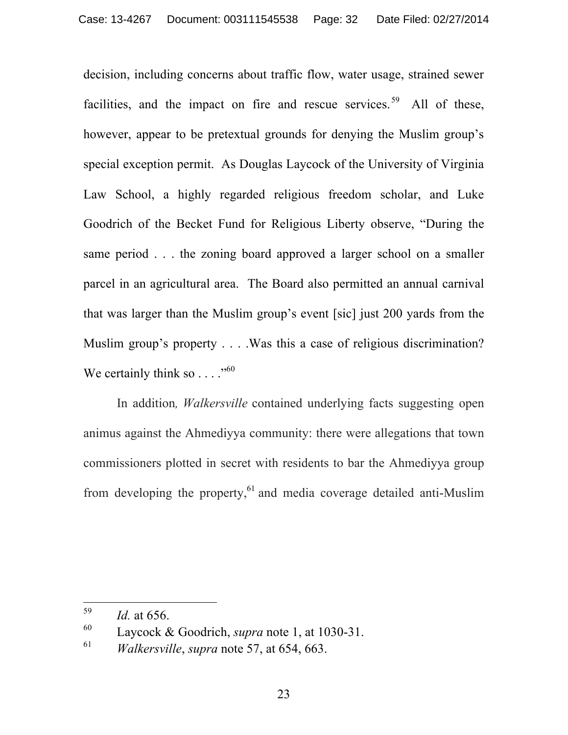decision, including concerns about traffic flow, water usage, strained sewer facilities, and the impact on fire and rescue services.[59] All of these, however, appear to be pretextual grounds for denying the Muslim group's special exception permit. As Douglas Laycock of the University of Virginia Law School, a highly regarded religious freedom scholar, and Luke Goodrich of the Becket Fund for Religious Liberty observe, "During the same period . . . the zoning board approved a larger school on a smaller parcel in an agricultural area. The Board also permitted an annual carnival that was larger than the Muslim group's event [sic] just 200 yards from the Muslim group's property . . . .Was this a case of religious discrimination? We certainly think so . . . ."[60]

In addition, *Walkersville* contained underlying facts suggesting open animus against the Ahmediyya community: there were allegations that town commissioners plotted in secret with residents to bar the Ahmediyya group from developing the property,[61] and media coverage detailed anti-Muslim

---

[59] *Id.* at 656.

[60] Laycock & Goodrich, *supra* note 1, at 1030-31.

[61] *Walkersville*, *supra* note 57, at 654, 663.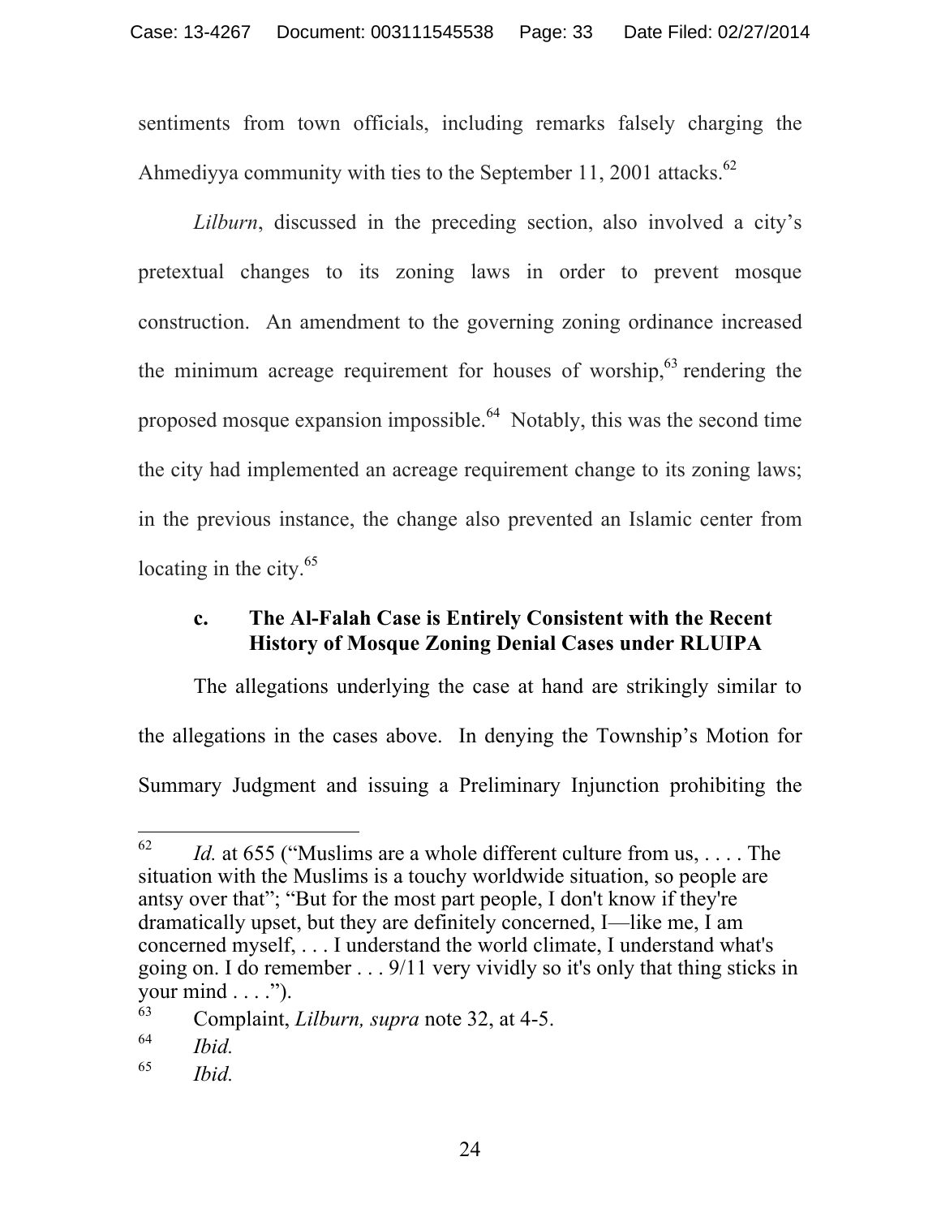sentiments from town officials, including remarks falsely charging the Ahmediyya community with ties to the September 11, 2001 attacks.[62]

*Lilburn*, discussed in the preceding section, also involved a city's pretextual changes to its zoning laws in order to prevent mosque construction. An amendment to the governing zoning ordinance increased the minimum acreage requirement for houses of worship,[63] rendering the proposed mosque expansion impossible.[64] Notably, this was the second time the city had implemented an acreage requirement change to its zoning laws; in the previous instance, the change also prevented an Islamic center from locating in the city.[65]

### c. The Al-Falah Case is Entirely Consistent with the Recent History of Mosque Zoning Denial Cases under RLUIPA

The allegations underlying the case at hand are strikingly similar to the allegations in the cases above. In denying the Township's Motion for Summary Judgment and issuing a Preliminary Injunction prohibiting the

---

[62] *Id.* at 655 ("Muslims are a whole different culture from us, . . . . The situation with the Muslims is a touchy worldwide situation, so people are antsy over that"; "But for the most part people, I don't know if they're dramatically upset, but they are definitely concerned, I—like me, I am concerned myself, . . . I understand the world climate, I understand what's going on. I do remember . . . 9/11 very vividly so it's only that thing sticks in your mind . . . .").

[63] Complaint, *Lilburn, supra* note 32, at 4-5.

[64] *Ibid.*

[65] *Ibid.*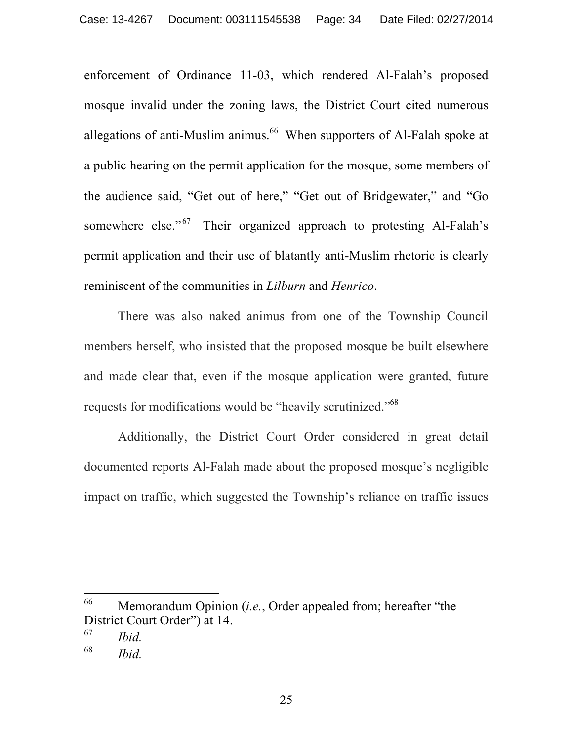enforcement of Ordinance 11-03, which rendered Al-Falah's proposed mosque invalid under the zoning laws, the District Court cited numerous allegations of anti-Muslim animus.[66] When supporters of Al-Falah spoke at a public hearing on the permit application for the mosque, some members of the audience said, "Get out of here," "Get out of Bridgewater," and "Go somewhere else."[67] Their organized approach to protesting Al-Falah's permit application and their use of blatantly anti-Muslim rhetoric is clearly reminiscent of the communities in *Lilburn* and *Henrico*.

There was also naked animus from one of the Township Council members herself, who insisted that the proposed mosque be built elsewhere and made clear that, even if the mosque application were granted, future requests for modifications would be "heavily scrutinized."[68]

Additionally, the District Court Order considered in great detail documented reports Al-Falah made about the proposed mosque's negligible impact on traffic, which suggested the Township's reliance on traffic issues

---

[66] Memorandum Opinion (*i.e.*, Order appealed from; hereafter "the District Court Order") at 14.

[67] *Ibid.*

[68] *Ibid.*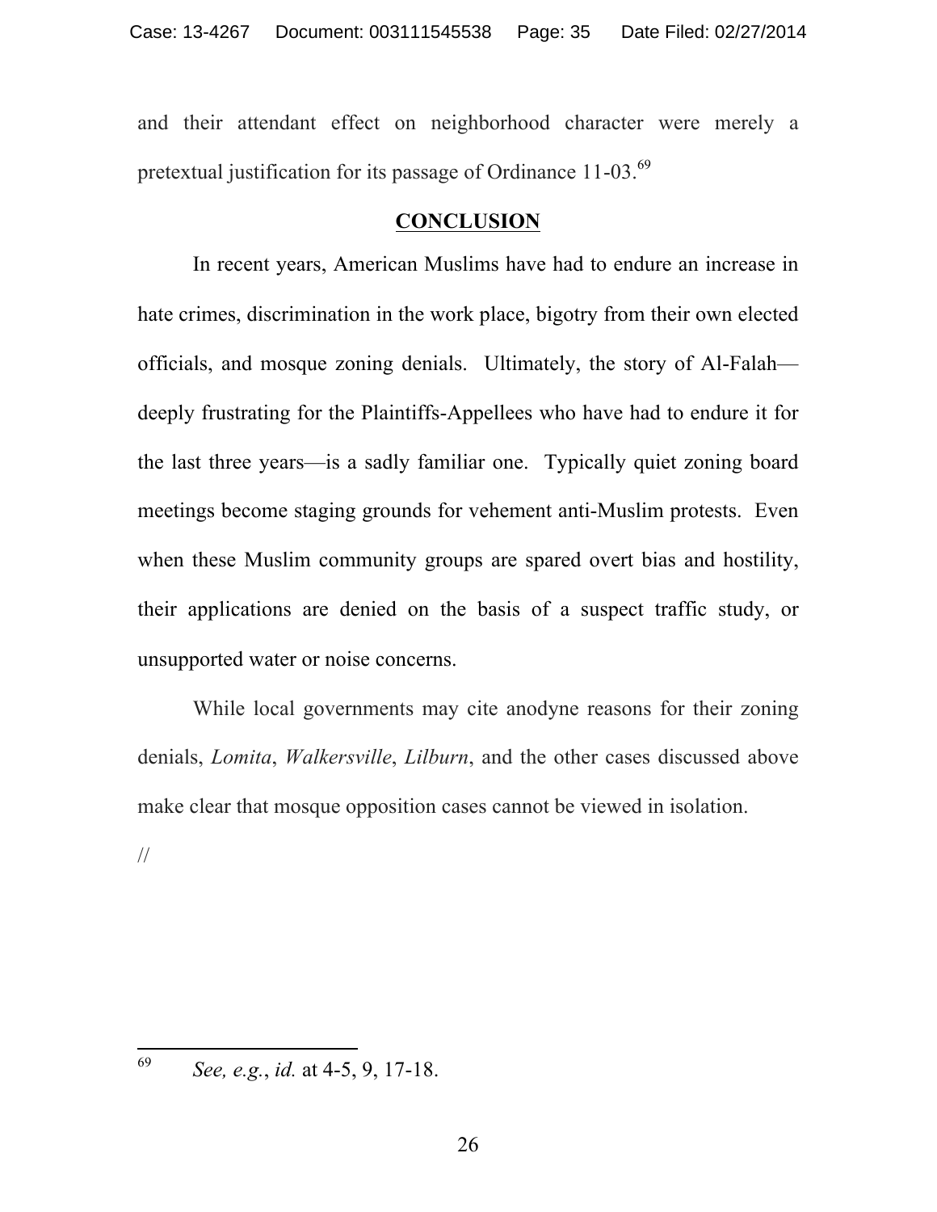and their attendant effect on neighborhood character were merely a pretextual justification for its passage of Ordinance 11-03.[69]

## CONCLUSION

In recent years, American Muslims have had to endure an increase in hate crimes, discrimination in the work place, bigotry from their own elected officials, and mosque zoning denials. Ultimately, the story of Al-Falah—deeply frustrating for the Plaintiffs-Appellees who have had to endure it for the last three years—is a sadly familiar one. Typically quiet zoning board meetings become staging grounds for vehement anti-Muslim protests. Even when these Muslim community groups are spared overt bias and hostility, their applications are denied on the basis of a suspect traffic study, or unsupported water or noise concerns.

While local governments may cite anodyne reasons for their zoning denials, *Lomita*, *Walkersville*, *Lilburn*, and the other cases discussed above make clear that mosque opposition cases cannot be viewed in isolation.

//

---

[69] *See, e.g.*, *id.* at 4-5, 9, 17-18.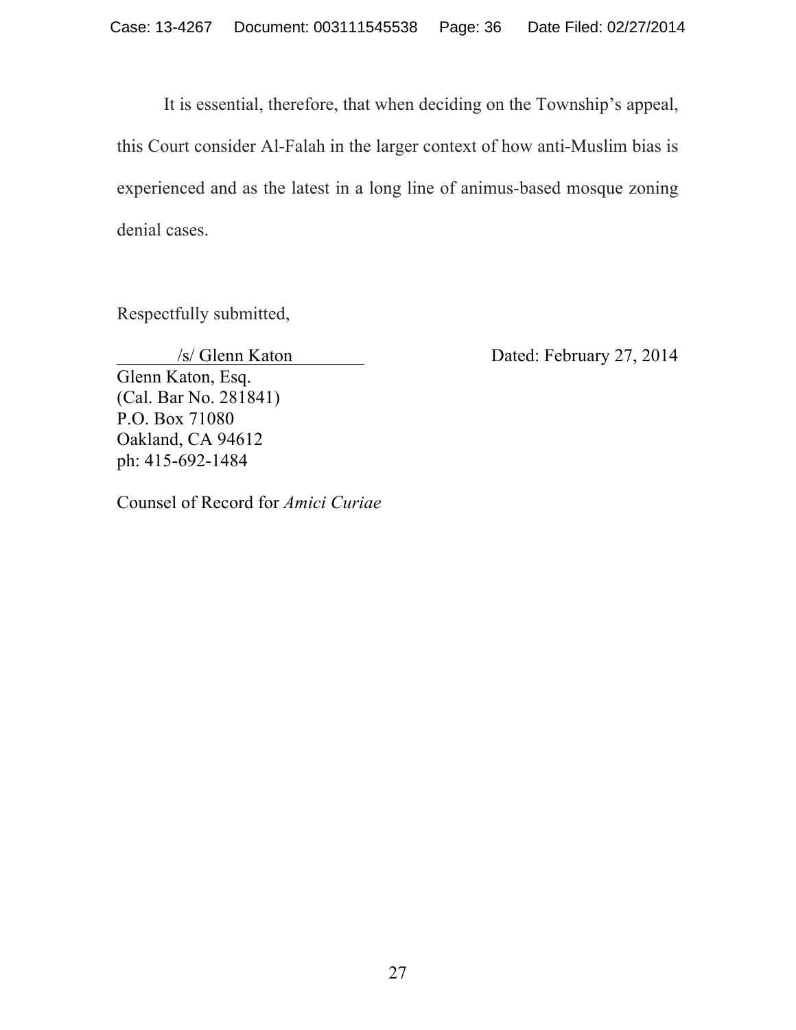It is essential, therefore, that when deciding on the Township's appeal, this Court consider Al-Falah in the larger context of how anti-Muslim bias is experienced and as the latest in a long line of animus-based mosque zoning denial cases.

Respectfully submitted,

/s/ Glenn Katon

Dated: February 27, 2014

Glenn Katon, Esq.
(Cal. Bar No. 281841)
P.O. Box 71080
Oakland, CA 94612
ph: 415-692-1484

Counsel of Record for *Amici Curiae*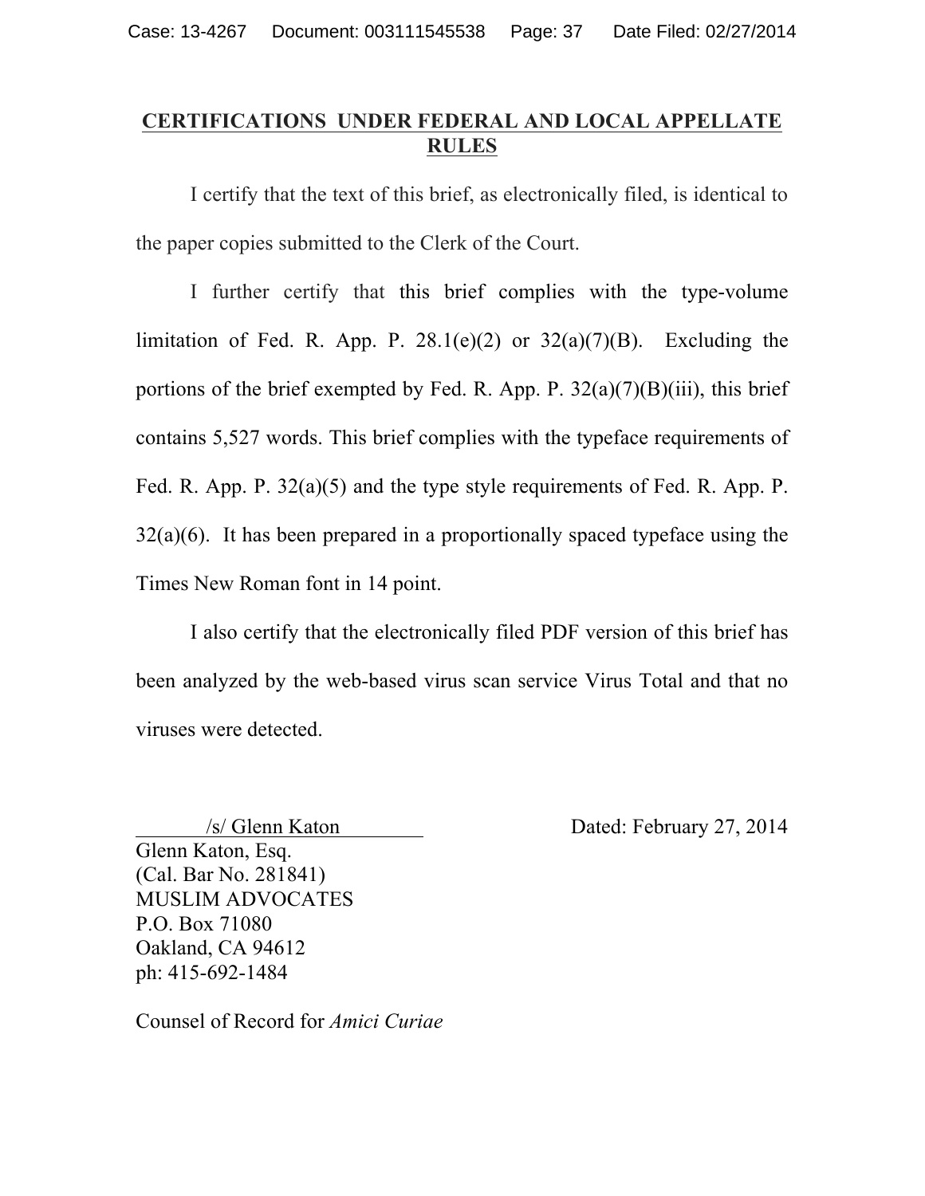## CERTIFICATIONS UNDER FEDERAL AND LOCAL APPELLATE RULES

I certify that the text of this brief, as electronically filed, is identical to the paper copies submitted to the Clerk of the Court.

I further certify that this brief complies with the type-volume limitation of Fed. R. App. P. 28.1(e)(2) or 32(a)(7)(B). Excluding the portions of the brief exempted by Fed. R. App. P. 32(a)(7)(B)(iii), this brief contains 5,527 words. This brief complies with the typeface requirements of Fed. R. App. P. 32(a)(5) and the type style requirements of Fed. R. App. P. 32(a)(6). It has been prepared in a proportionally spaced typeface using the Times New Roman font in 14 point.

I also certify that the electronically filed PDF version of this brief has been analyzed by the web-based virus scan service Virus Total and that no viruses were detected.

/s/ Glenn Katon

Dated: February 27, 2014

Glenn Katon, Esq.
(Cal. Bar No. 281841)
MUSLIM ADVOCATES
P.O. Box 71080
Oakland, CA 94612
ph: 415-692-1484

Counsel of Record for *Amici Curiae*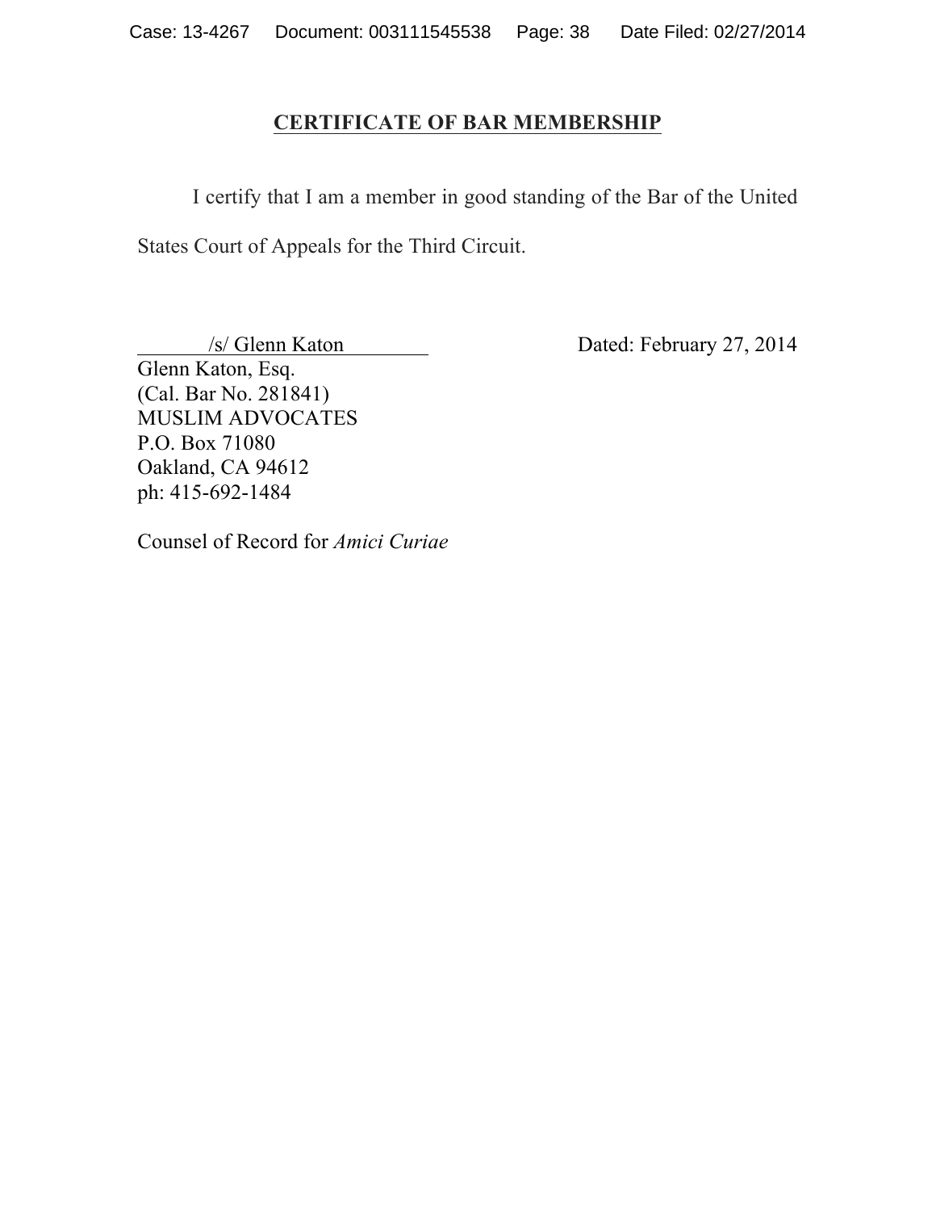## CERTIFICATE OF BAR MEMBERSHIP

I certify that I am a member in good standing of the Bar of the United States Court of Appeals for the Third Circuit.

/s/ Glenn Katon

Dated: February 27, 2014

Glenn Katon, Esq.
(Cal. Bar No. 281841)
MUSLIM ADVOCATES
P.O. Box 71080
Oakland, CA 94612
ph: 415-692-1484

Counsel of Record for *Amici Curiae*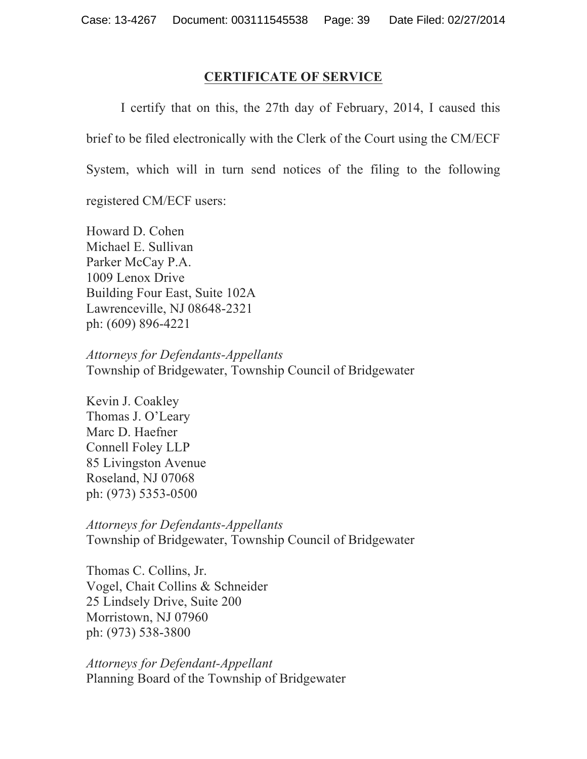## CERTIFICATE OF SERVICE

I certify that on this, the 27th day of February, 2014, I caused this brief to be filed electronically with the Clerk of the Court using the CM/ECF System, which will in turn send notices of the filing to the following registered CM/ECF users:

Howard D. Cohen
Michael E. Sullivan
Parker McCay P.A.
1009 Lenox Drive
Building Four East, Suite 102A
Lawrenceville, NJ 08648-2321
ph: (609) 896-4221

*Attorneys for Defendants-Appellants*
Township of Bridgewater, Township Council of Bridgewater

Kevin J. Coakley
Thomas J. O'Leary
Marc D. Haefner
Connell Foley LLP
85 Livingston Avenue
Roseland, NJ 07068
ph: (973) 5353-0500

*Attorneys for Defendants-Appellants*
Township of Bridgewater, Township Council of Bridgewater

Thomas C. Collins, Jr.
Vogel, Chait Collins & Schneider
25 Lindsely Drive, Suite 200
Morristown, NJ 07960
ph: (973) 538-3800

*Attorneys for Defendant-Appellant*
Planning Board of the Township of Bridgewater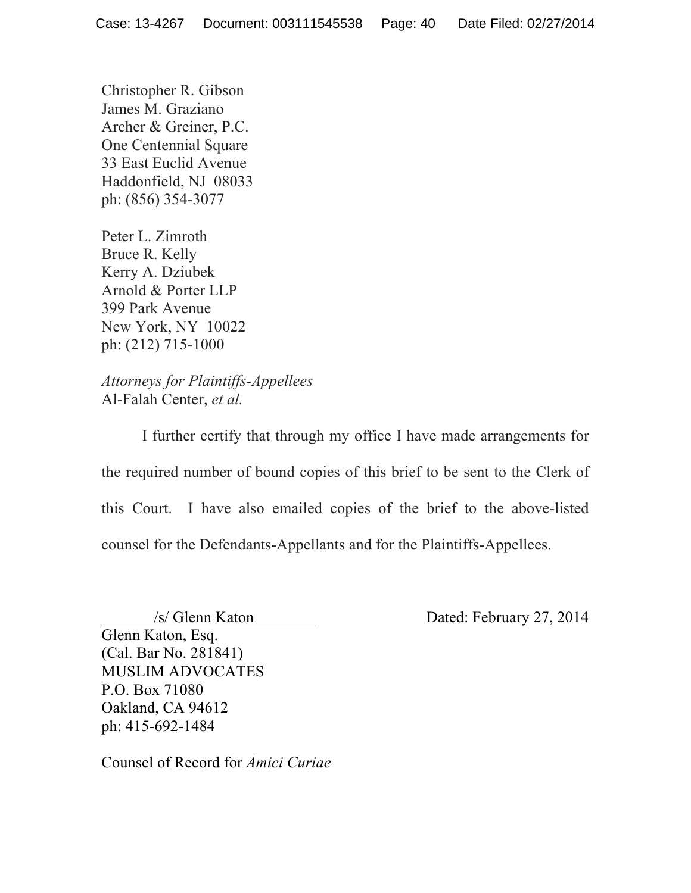Christopher R. Gibson
James M. Graziano
Archer & Greiner, P.C.
One Centennial Square
33 East Euclid Avenue
Haddonfield, NJ 08033
ph: (856) 354-3077

Peter L. Zimroth
Bruce R. Kelly
Kerry A. Dziubek
Arnold & Porter LLP
399 Park Avenue
New York, NY 10022
ph: (212) 715-1000

*Attorneys for Plaintiffs-Appellees*
Al-Falah Center, *et al.*

I further certify that through my office I have made arrangements for the required number of bound copies of this brief to be sent to the Clerk of this Court. I have also emailed copies of the brief to the above-listed counsel for the Defendants-Appellants and for the Plaintiffs-Appellees.

/s/ Glenn Katon

Dated: February 27, 2014

Glenn Katon, Esq.
(Cal. Bar No. 281841)
MUSLIM ADVOCATES
P.O. Box 71080
Oakland, CA 94612
ph: 415-692-1484

Counsel of Record for *Amici Curiae*